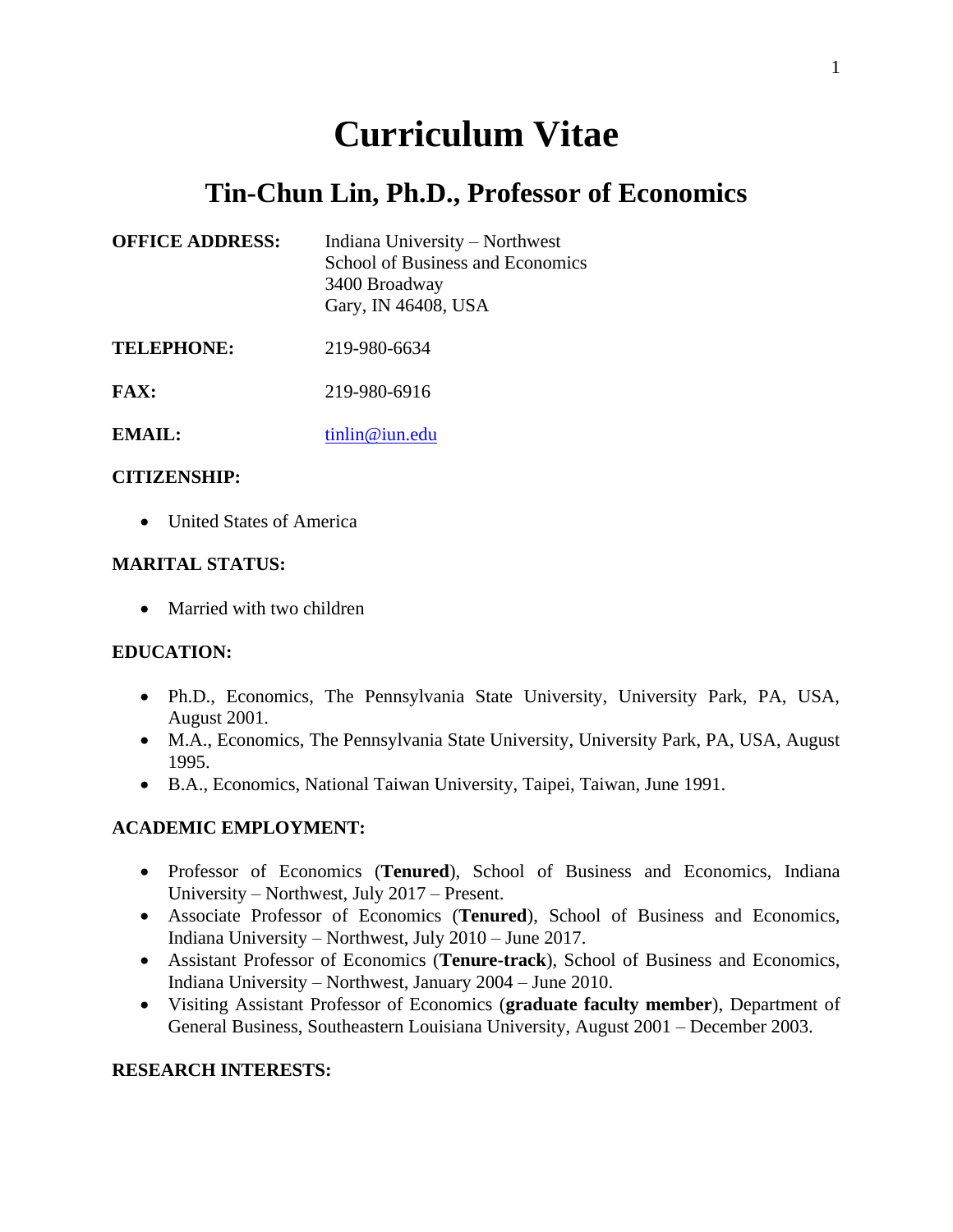# Curriculum Vitae

## Tin-Chun Lin, Ph.D., Professor of Economics

**OFFICE ADDRESS:** Indiana University – Northwest
School of Business and Economics
3400 Broadway
Gary, IN 46408, USA

**TELEPHONE:** 219-980-6634

**FAX:** 219-980-6916

**EMAIL:** tinlin@iun.edu

**CITIZENSHIP:**

- United States of America

**MARITAL STATUS:**

- Married with two children

**EDUCATION:**

- Ph.D., Economics, The Pennsylvania State University, University Park, PA, USA, August 2001.
- M.A., Economics, The Pennsylvania State University, University Park, PA, USA, August 1995.
- B.A., Economics, National Taiwan University, Taipei, Taiwan, June 1991.

**ACADEMIC EMPLOYMENT:**

- Professor of Economics (**Tenured**), School of Business and Economics, Indiana University – Northwest, July 2017 – Present.
- Associate Professor of Economics (**Tenured**), School of Business and Economics, Indiana University – Northwest, July 2010 – June 2017.
- Assistant Professor of Economics (**Tenure-track**), School of Business and Economics, Indiana University – Northwest, January 2004 – June 2010.
- Visiting Assistant Professor of Economics (**graduate faculty member**), Department of General Business, Southeastern Louisiana University, August 2001 – December 2003.

**RESEARCH INTERESTS:**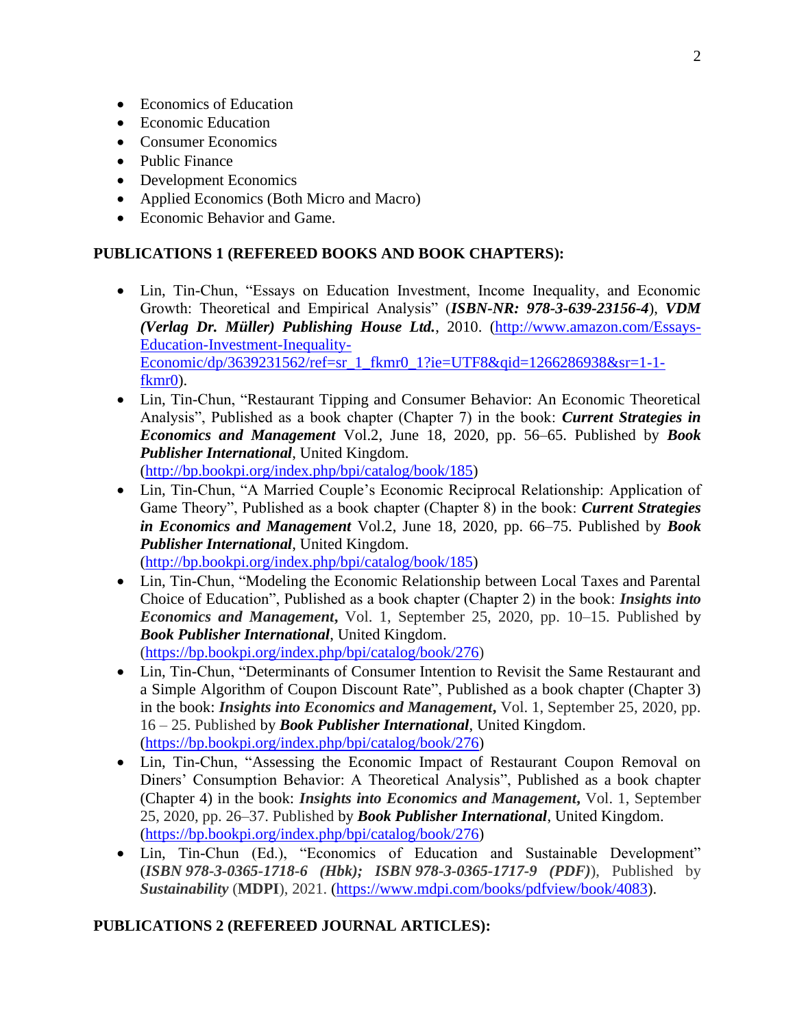- Economics of Education
- Economic Education
- Consumer Economics
- Public Finance
- Development Economics
- Applied Economics (Both Micro and Macro)
- Economic Behavior and Game.

**PUBLICATIONS 1 (REFEREED BOOKS AND BOOK CHAPTERS):**

- Lin, Tin-Chun, "Essays on Education Investment, Income Inequality, and Economic Growth: Theoretical and Empirical Analysis" (***ISBN-NR: 978-3-639-23156-4***), ***VDM (Verlag Dr. Müller) Publishing House Ltd.***, 2010. (http://www.amazon.com/Essays-Education-Investment-Inequality-Economic/dp/3639231562/ref=sr_1_fkmr0_1?ie=UTF8&qid=1266286938&sr=1-1-fkmr0).
- Lin, Tin-Chun, "Restaurant Tipping and Consumer Behavior: An Economic Theoretical Analysis", Published as a book chapter (Chapter 7) in the book: ***Current Strategies in Economics and Management*** Vol.2, June 18, 2020, pp. 56–65. Published by ***Book Publisher International***, United Kingdom. (http://bp.bookpi.org/index.php/bpi/catalog/book/185)
- Lin, Tin-Chun, "A Married Couple's Economic Reciprocal Relationship: Application of Game Theory", Published as a book chapter (Chapter 8) in the book: ***Current Strategies in Economics and Management*** Vol.2, June 18, 2020, pp. 66–75. Published by ***Book Publisher International***, United Kingdom. (http://bp.bookpi.org/index.php/bpi/catalog/book/185)
- Lin, Tin-Chun, "Modeling the Economic Relationship between Local Taxes and Parental Choice of Education", Published as a book chapter (Chapter 2) in the book: ***Insights into Economics and Management,*** Vol. 1, September 25, 2020, pp. 10–15. Published by ***Book Publisher International***, United Kingdom. (https://bp.bookpi.org/index.php/bpi/catalog/book/276)
- Lin, Tin-Chun, "Determinants of Consumer Intention to Revisit the Same Restaurant and a Simple Algorithm of Coupon Discount Rate", Published as a book chapter (Chapter 3) in the book: ***Insights into Economics and Management,*** Vol. 1, September 25, 2020, pp. 16 – 25. Published by ***Book Publisher International***, United Kingdom. (https://bp.bookpi.org/index.php/bpi/catalog/book/276)
- Lin, Tin-Chun, "Assessing the Economic Impact of Restaurant Coupon Removal on Diners' Consumption Behavior: A Theoretical Analysis", Published as a book chapter (Chapter 4) in the book: ***Insights into Economics and Management,*** Vol. 1, September 25, 2020, pp. 26–37. Published by ***Book Publisher International***, United Kingdom. (https://bp.bookpi.org/index.php/bpi/catalog/book/276)
- Lin, Tin-Chun (Ed.), "Economics of Education and Sustainable Development" (***ISBN 978-3-0365-1718-6 (Hbk); ISBN 978-3-0365-1717-9 (PDF)***), Published by ***Sustainability*** (**MDPI**), 2021. (https://www.mdpi.com/books/pdfview/book/4083).

**PUBLICATIONS 2 (REFEREED JOURNAL ARTICLES):**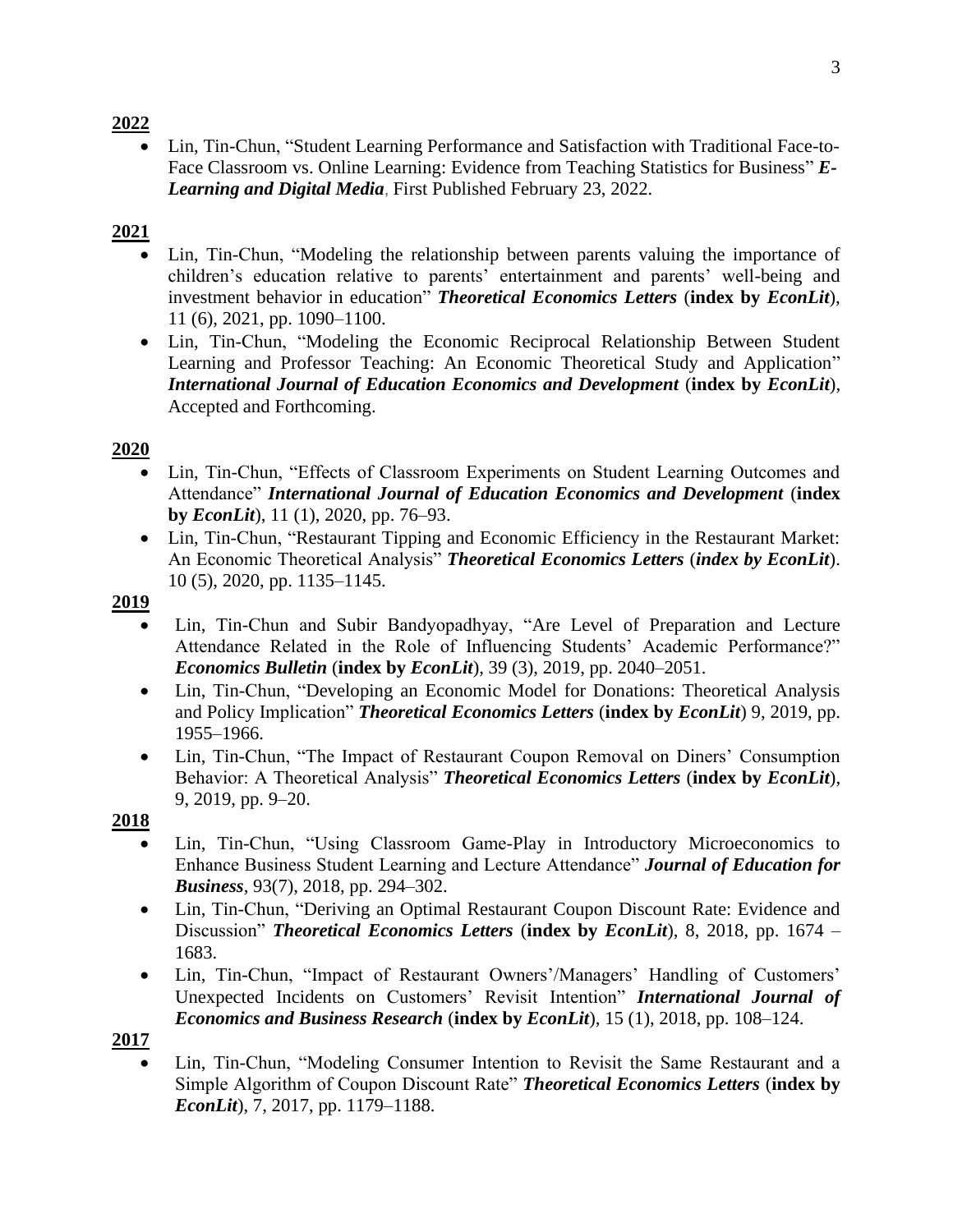**2022**

- Lin, Tin-Chun, "Student Learning Performance and Satisfaction with Traditional Face-to-Face Classroom vs. Online Learning: Evidence from Teaching Statistics for Business" ***E-Learning and Digital Media***, First Published February 23, 2022.

**2021**

- Lin, Tin-Chun, "Modeling the relationship between parents valuing the importance of children's education relative to parents' entertainment and parents' well-being and investment behavior in education" ***Theoretical Economics Letters*** (**index by *EconLit***), 11 (6), 2021, pp. 1090–1100.
- Lin, Tin-Chun, "Modeling the Economic Reciprocal Relationship Between Student Learning and Professor Teaching: An Economic Theoretical Study and Application" ***International Journal of Education Economics and Development*** (**index by *EconLit***), Accepted and Forthcoming.

**2020**

- Lin, Tin-Chun, "Effects of Classroom Experiments on Student Learning Outcomes and Attendance" ***International Journal of Education Economics and Development*** (**index by *EconLit***), 11 (1), 2020, pp. 76–93.
- Lin, Tin-Chun, "Restaurant Tipping and Economic Efficiency in the Restaurant Market: An Economic Theoretical Analysis" ***Theoretical Economics Letters*** (***index by EconLit***). 10 (5), 2020, pp. 1135–1145.

**2019**

- Lin, Tin-Chun and Subir Bandyopadhyay, "Are Level of Preparation and Lecture Attendance Related in the Role of Influencing Students' Academic Performance?" ***Economics Bulletin*** (**index by *EconLit***), 39 (3), 2019, pp. 2040–2051.
- Lin, Tin-Chun, "Developing an Economic Model for Donations: Theoretical Analysis and Policy Implication" ***Theoretical Economics Letters*** (**index by *EconLit***) 9, 2019, pp. 1955–1966.
- Lin, Tin-Chun, "The Impact of Restaurant Coupon Removal on Diners' Consumption Behavior: A Theoretical Analysis" ***Theoretical Economics Letters*** (**index by *EconLit***), 9, 2019, pp. 9–20.

**2018**

- Lin, Tin-Chun, "Using Classroom Game-Play in Introductory Microeconomics to Enhance Business Student Learning and Lecture Attendance" ***Journal of Education for Business***, 93(7), 2018, pp. 294–302.
- Lin, Tin-Chun, "Deriving an Optimal Restaurant Coupon Discount Rate: Evidence and Discussion" ***Theoretical Economics Letters*** (**index by *EconLit***), 8, 2018, pp. 1674 – 1683.
- Lin, Tin-Chun, "Impact of Restaurant Owners'/Managers' Handling of Customers' Unexpected Incidents on Customers' Revisit Intention" ***International Journal of Economics and Business Research*** (**index by *EconLit***), 15 (1), 2018, pp. 108–124.

**2017**

- Lin, Tin-Chun, "Modeling Consumer Intention to Revisit the Same Restaurant and a Simple Algorithm of Coupon Discount Rate" ***Theoretical Economics Letters*** (**index by *EconLit***), 7, 2017, pp. 1179–1188.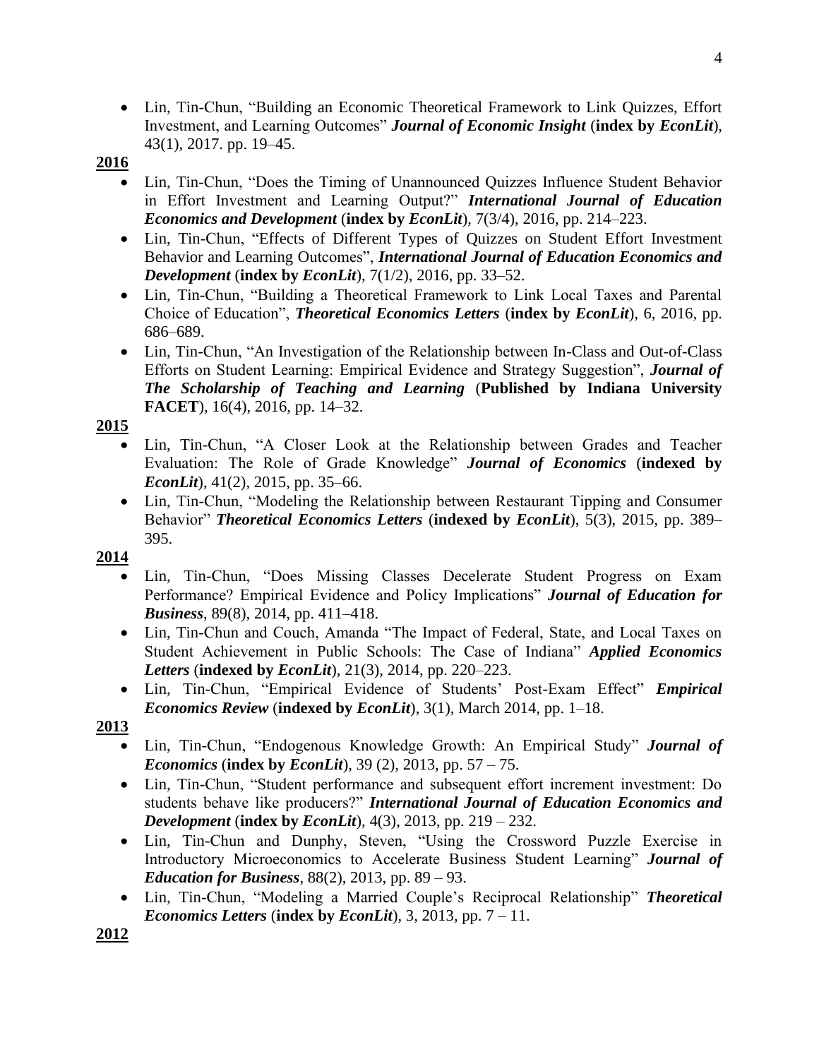- Lin, Tin-Chun, "Building an Economic Theoretical Framework to Link Quizzes, Effort Investment, and Learning Outcomes" ***Journal of Economic Insight*** (**index by *EconLit***), 43(1), 2017. pp. 19–45.

**2016**

- Lin, Tin-Chun, "Does the Timing of Unannounced Quizzes Influence Student Behavior in Effort Investment and Learning Output?" ***International Journal of Education Economics and Development*** (**index by *EconLit***), 7(3/4), 2016, pp. 214–223.
- Lin, Tin-Chun, "Effects of Different Types of Quizzes on Student Effort Investment Behavior and Learning Outcomes", ***International Journal of Education Economics and Development*** (**index by *EconLit***), 7(1/2), 2016, pp. 33–52.
- Lin, Tin-Chun, "Building a Theoretical Framework to Link Local Taxes and Parental Choice of Education", ***Theoretical Economics Letters*** (**index by *EconLit***), 6, 2016, pp. 686–689.
- Lin, Tin-Chun, "An Investigation of the Relationship between In-Class and Out-of-Class Efforts on Student Learning: Empirical Evidence and Strategy Suggestion", ***Journal of The Scholarship of Teaching and Learning*** (**Published by Indiana University FACET**), 16(4), 2016, pp. 14–32.

**2015**

- Lin, Tin-Chun, "A Closer Look at the Relationship between Grades and Teacher Evaluation: The Role of Grade Knowledge" ***Journal of Economics*** (**indexed by *EconLit***), 41(2), 2015, pp. 35–66.
- Lin, Tin-Chun, "Modeling the Relationship between Restaurant Tipping and Consumer Behavior" ***Theoretical Economics Letters*** (**indexed by *EconLit***), 5(3), 2015, pp. 389–395.

**2014**

- Lin, Tin-Chun, "Does Missing Classes Decelerate Student Progress on Exam Performance? Empirical Evidence and Policy Implications" ***Journal of Education for Business***, 89(8), 2014, pp. 411–418.
- Lin, Tin-Chun and Couch, Amanda "The Impact of Federal, State, and Local Taxes on Student Achievement in Public Schools: The Case of Indiana" ***Applied Economics Letters*** (**indexed by *EconLit***), 21(3), 2014, pp. 220–223.
- Lin, Tin-Chun, "Empirical Evidence of Students' Post-Exam Effect" ***Empirical Economics Review*** (**indexed by *EconLit***), 3(1), March 2014, pp. 1–18.

**2013**

- Lin, Tin-Chun, "Endogenous Knowledge Growth: An Empirical Study" ***Journal of Economics*** (**index by *EconLit***), 39 (2), 2013, pp. 57 – 75.
- Lin, Tin-Chun, "Student performance and subsequent effort increment investment: Do students behave like producers?" ***International Journal of Education Economics and Development*** (**index by *EconLit***), 4(3), 2013, pp. 219 – 232.
- Lin, Tin-Chun and Dunphy, Steven, "Using the Crossword Puzzle Exercise in Introductory Microeconomics to Accelerate Business Student Learning" ***Journal of Education for Business***, 88(2), 2013, pp. 89 – 93.
- Lin, Tin-Chun, "Modeling a Married Couple's Reciprocal Relationship" ***Theoretical Economics Letters*** (**index by *EconLit***), 3, 2013, pp. 7 – 11.

**2012**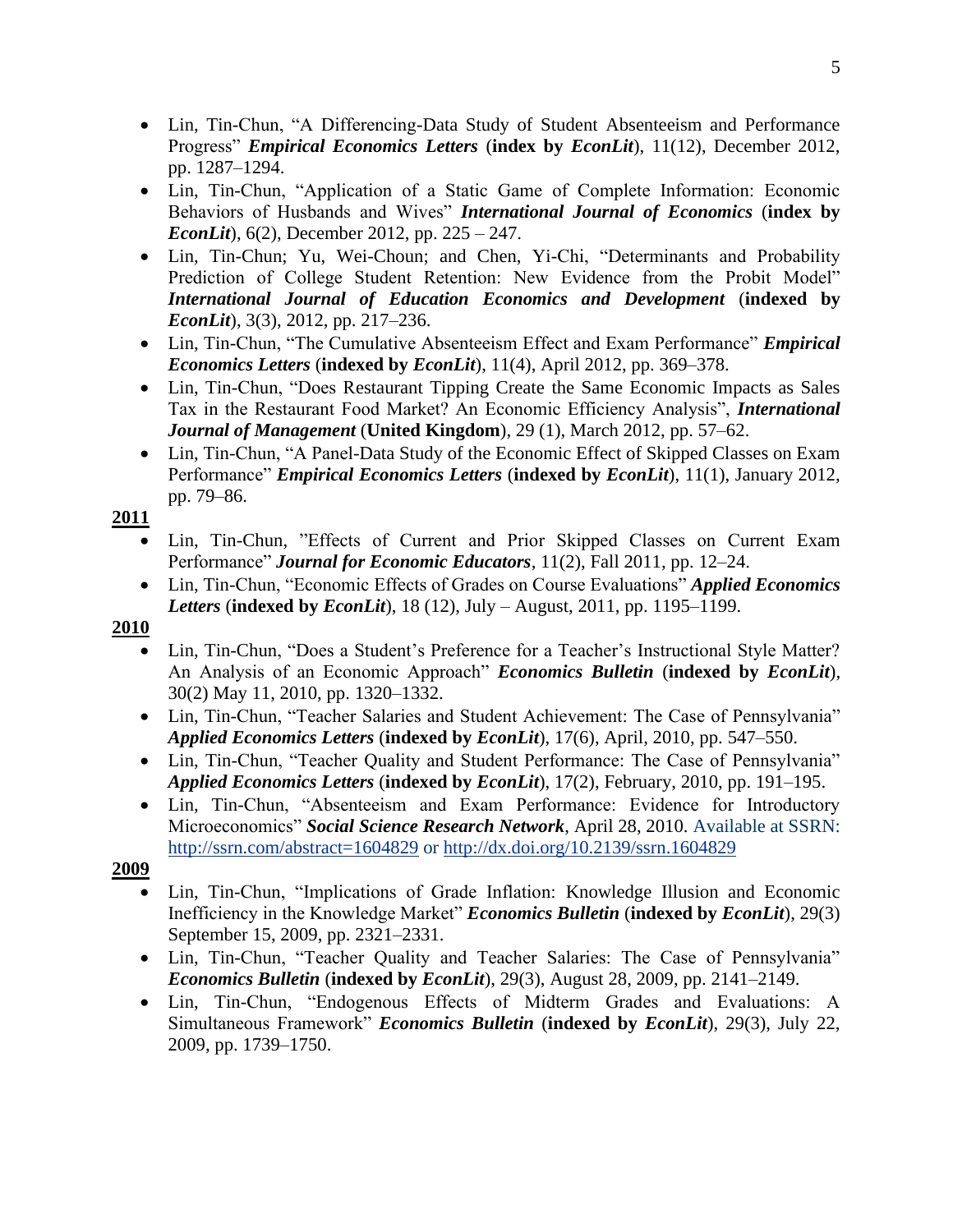- Lin, Tin-Chun, "A Differencing-Data Study of Student Absenteeism and Performance Progress" ***Empirical Economics Letters*** (**index by *EconLit***), 11(12), December 2012, pp. 1287–1294.
- Lin, Tin-Chun, "Application of a Static Game of Complete Information: Economic Behaviors of Husbands and Wives" ***International Journal of Economics*** (**index by *EconLit***), 6(2), December 2012, pp. 225 – 247.
- Lin, Tin-Chun; Yu, Wei-Choun; and Chen, Yi-Chi, "Determinants and Probability Prediction of College Student Retention: New Evidence from the Probit Model" ***International Journal of Education Economics and Development*** (**indexed by *EconLit***), 3(3), 2012, pp. 217–236.
- Lin, Tin-Chun, "The Cumulative Absenteeism Effect and Exam Performance" ***Empirical Economics Letters*** (**indexed by *EconLit***), 11(4), April 2012, pp. 369–378.
- Lin, Tin-Chun, "Does Restaurant Tipping Create the Same Economic Impacts as Sales Tax in the Restaurant Food Market? An Economic Efficiency Analysis", ***International Journal of Management*** (**United Kingdom**), 29 (1), March 2012, pp. 57–62.
- Lin, Tin-Chun, "A Panel-Data Study of the Economic Effect of Skipped Classes on Exam Performance" ***Empirical Economics Letters*** (**indexed by *EconLit***), 11(1), January 2012, pp. 79–86.

**2011**

- Lin, Tin-Chun, "Effects of Current and Prior Skipped Classes on Current Exam Performance" ***Journal for Economic Educators***, 11(2), Fall 2011, pp. 12–24.
- Lin, Tin-Chun, "Economic Effects of Grades on Course Evaluations" ***Applied Economics Letters*** (**indexed by *EconLit***), 18 (12), July – August, 2011, pp. 1195–1199.

**2010**

- Lin, Tin-Chun, "Does a Student's Preference for a Teacher's Instructional Style Matter? An Analysis of an Economic Approach" ***Economics Bulletin*** (**indexed by *EconLit***), 30(2) May 11, 2010, pp. 1320–1332.
- Lin, Tin-Chun, "Teacher Salaries and Student Achievement: The Case of Pennsylvania" ***Applied Economics Letters*** (**indexed by *EconLit***), 17(6), April, 2010, pp. 547–550.
- Lin, Tin-Chun, "Teacher Quality and Student Performance: The Case of Pennsylvania" ***Applied Economics Letters*** (**indexed by *EconLit***), 17(2), February, 2010, pp. 191–195.
- Lin, Tin-Chun, "Absenteeism and Exam Performance: Evidence for Introductory Microeconomics" ***Social Science Research Network***, April 28, 2010. Available at SSRN: http://ssrn.com/abstract=1604829 or http://dx.doi.org/10.2139/ssrn.1604829

**2009**

- Lin, Tin-Chun, "Implications of Grade Inflation: Knowledge Illusion and Economic Inefficiency in the Knowledge Market" ***Economics Bulletin*** (**indexed by *EconLit***), 29(3) September 15, 2009, pp. 2321–2331.
- Lin, Tin-Chun, "Teacher Quality and Teacher Salaries: The Case of Pennsylvania" ***Economics Bulletin*** (**indexed by *EconLit***), 29(3), August 28, 2009, pp. 2141–2149.
- Lin, Tin-Chun, "Endogenous Effects of Midterm Grades and Evaluations: A Simultaneous Framework" ***Economics Bulletin*** (**indexed by *EconLit***), 29(3), July 22, 2009, pp. 1739–1750.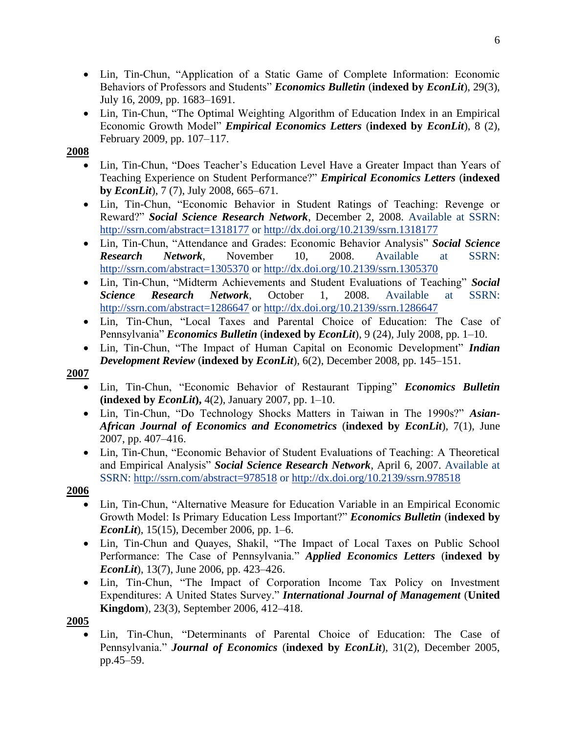- Lin, Tin-Chun, "Application of a Static Game of Complete Information: Economic Behaviors of Professors and Students" ***Economics Bulletin*** (**indexed by *EconLit***), 29(3), July 16, 2009, pp. 1683–1691.
- Lin, Tin-Chun, "The Optimal Weighting Algorithm of Education Index in an Empirical Economic Growth Model" ***Empirical Economics Letters*** (**indexed by *EconLit***), 8 (2), February 2009, pp. 107–117.

**2008**

- Lin, Tin-Chun, "Does Teacher's Education Level Have a Greater Impact than Years of Teaching Experience on Student Performance?" ***Empirical Economics Letters*** (**indexed by *EconLit***), 7 (7), July 2008, 665–671.
- Lin, Tin-Chun, "Economic Behavior in Student Ratings of Teaching: Revenge or Reward?" ***Social Science Research Network***, December 2, 2008. Available at SSRN: http://ssrn.com/abstract=1318177 or http://dx.doi.org/10.2139/ssrn.1318177
- Lin, Tin-Chun, "Attendance and Grades: Economic Behavior Analysis" ***Social Science Research Network***, November 10, 2008. Available at SSRN: http://ssrn.com/abstract=1305370 or http://dx.doi.org/10.2139/ssrn.1305370
- Lin, Tin-Chun, "Midterm Achievements and Student Evaluations of Teaching" ***Social Science Research Network***, October 1, 2008. Available at SSRN: http://ssrn.com/abstract=1286647 or http://dx.doi.org/10.2139/ssrn.1286647
- Lin, Tin-Chun, "Local Taxes and Parental Choice of Education: The Case of Pennsylvania" ***Economics Bulletin*** (**indexed by *EconLit***), 9 (24), July 2008, pp. 1–10.
- Lin, Tin-Chun, "The Impact of Human Capital on Economic Development" ***Indian Development Review*** (**indexed by *EconLit***), 6(2), December 2008, pp. 145–151.

**2007**

- Lin, Tin-Chun, "Economic Behavior of Restaurant Tipping" ***Economics Bulletin*** **(indexed by *EconLit*),** 4(2), January 2007, pp. 1–10.
- Lin, Tin-Chun, "Do Technology Shocks Matters in Taiwan in The 1990s?" ***Asian-African Journal of Economics and Econometrics*** (**indexed by *EconLit***), 7(1), June 2007, pp. 407–416.
- Lin, Tin-Chun, "Economic Behavior of Student Evaluations of Teaching: A Theoretical and Empirical Analysis" ***Social Science Research Network***, April 6, 2007. Available at SSRN: http://ssrn.com/abstract=978518 or http://dx.doi.org/10.2139/ssrn.978518

**2006**

- Lin, Tin-Chun, "Alternative Measure for Education Variable in an Empirical Economic Growth Model: Is Primary Education Less Important?" ***Economics Bulletin*** (**indexed by *EconLit***), 15(15), December 2006, pp. 1–6.
- Lin, Tin-Chun and Quayes, Shakil, "The Impact of Local Taxes on Public School Performance: The Case of Pennsylvania." ***Applied Economics Letters*** (**indexed by *EconLit***), 13(7), June 2006, pp. 423–426.
- Lin, Tin-Chun, "The Impact of Corporation Income Tax Policy on Investment Expenditures: A United States Survey." ***International Journal of Management*** (**United Kingdom**), 23(3), September 2006, 412–418.

**2005**

- Lin, Tin-Chun, "Determinants of Parental Choice of Education: The Case of Pennsylvania." ***Journal of Economics*** (**indexed by *EconLit***), 31(2), December 2005, pp.45–59.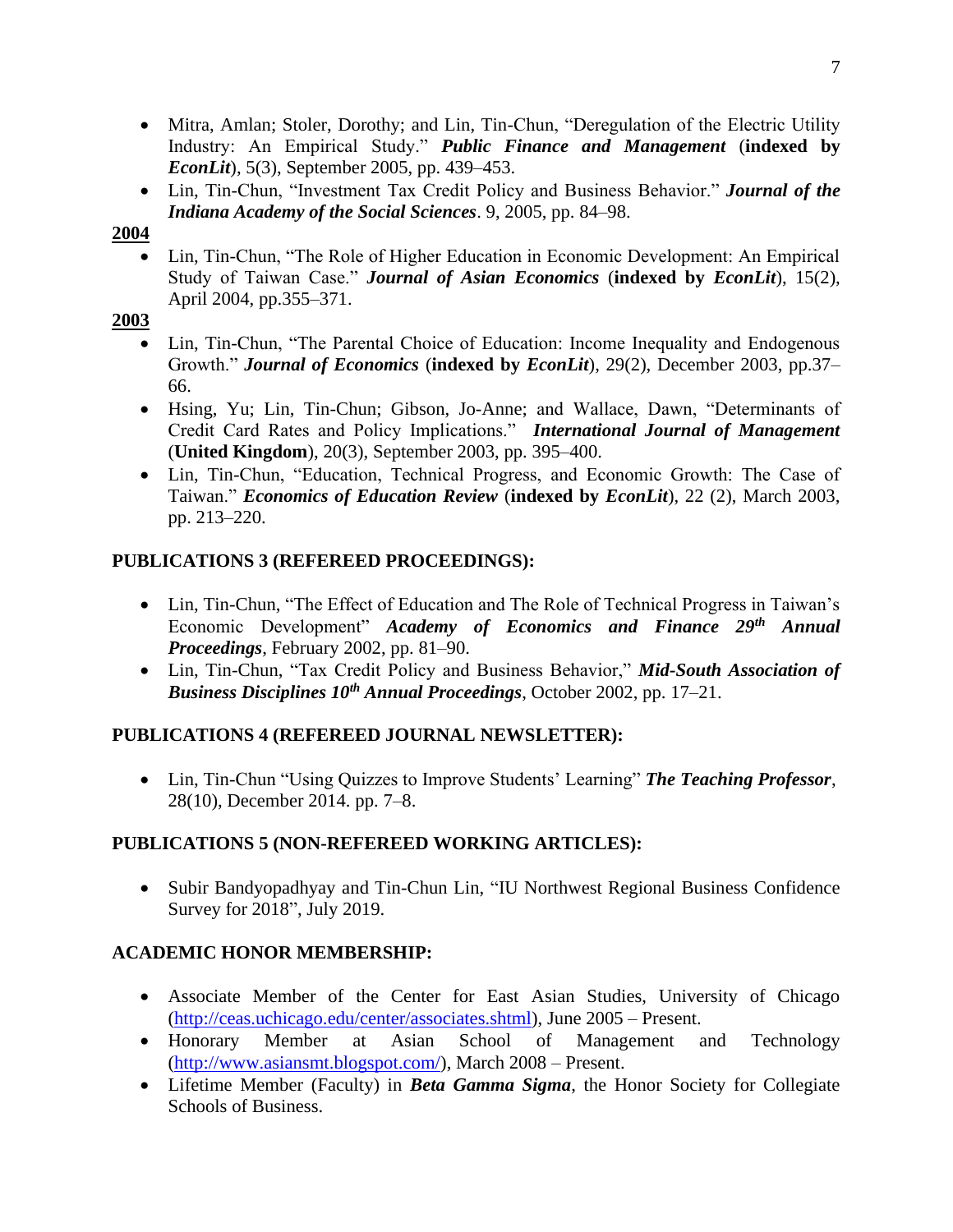- Mitra, Amlan; Stoler, Dorothy; and Lin, Tin-Chun, "Deregulation of the Electric Utility Industry: An Empirical Study." ***Public Finance and Management*** (**indexed by *EconLit***), 5(3), September 2005, pp. 439–453.
- Lin, Tin-Chun, "Investment Tax Credit Policy and Business Behavior." ***Journal of the Indiana Academy of the Social Sciences***. 9, 2005, pp. 84–98.

**2004**

- Lin, Tin-Chun, "The Role of Higher Education in Economic Development: An Empirical Study of Taiwan Case." ***Journal of Asian Economics*** (**indexed by *EconLit***), 15(2), April 2004, pp.355–371.

**2003**

- Lin, Tin-Chun, "The Parental Choice of Education: Income Inequality and Endogenous Growth." ***Journal of Economics*** (**indexed by *EconLit***), 29(2), December 2003, pp.37–66.
- Hsing, Yu; Lin, Tin-Chun; Gibson, Jo-Anne; and Wallace, Dawn, "Determinants of Credit Card Rates and Policy Implications." ***International Journal of Management*** (**United Kingdom**), 20(3), September 2003, pp. 395–400.
- Lin, Tin-Chun, "Education, Technical Progress, and Economic Growth: The Case of Taiwan." ***Economics of Education Review*** (**indexed by *EconLit***), 22 (2), March 2003, pp. 213–220.

**PUBLICATIONS 3 (REFEREED PROCEEDINGS):**

- Lin, Tin-Chun, "The Effect of Education and The Role of Technical Progress in Taiwan's Economic Development" ***Academy of Economics and Finance 29th Annual Proceedings***, February 2002, pp. 81–90.
- Lin, Tin-Chun, "Tax Credit Policy and Business Behavior," ***Mid-South Association of Business Disciplines 10th Annual Proceedings***, October 2002, pp. 17–21.

**PUBLICATIONS 4 (REFEREED JOURNAL NEWSLETTER):**

- Lin, Tin-Chun "Using Quizzes to Improve Students' Learning" ***The Teaching Professor***, 28(10), December 2014. pp. 7–8.

**PUBLICATIONS 5 (NON-REFEREED WORKING ARTICLES):**

- Subir Bandyopadhyay and Tin-Chun Lin, "IU Northwest Regional Business Confidence Survey for 2018", July 2019.

**ACADEMIC HONOR MEMBERSHIP:**

- Associate Member of the Center for East Asian Studies, University of Chicago (http://ceas.uchicago.edu/center/associates.shtml), June 2005 – Present.
- Honorary Member at Asian School of Management and Technology (http://www.asiansmt.blogspot.com/), March 2008 – Present.
- Lifetime Member (Faculty) in ***Beta Gamma Sigma***, the Honor Society for Collegiate Schools of Business.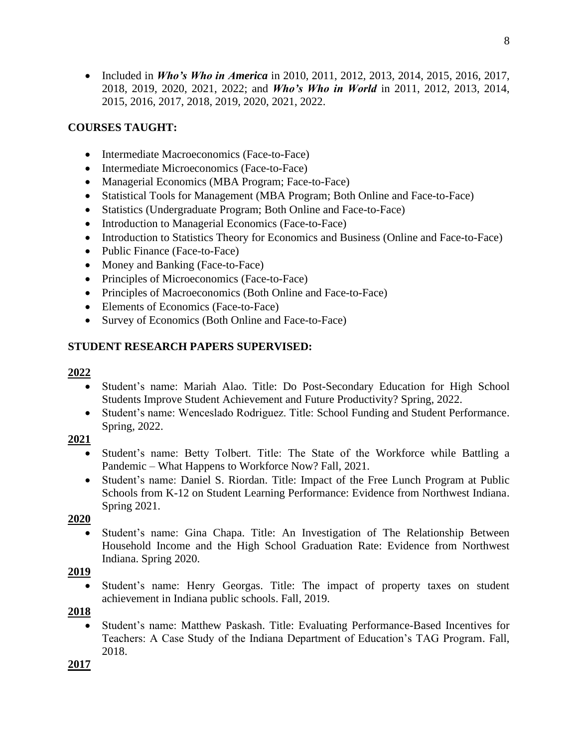- Included in ***Who's Who in America*** in 2010, 2011, 2012, 2013, 2014, 2015, 2016, 2017, 2018, 2019, 2020, 2021, 2022; and ***Who's Who in World*** in 2011, 2012, 2013, 2014, 2015, 2016, 2017, 2018, 2019, 2020, 2021, 2022.

**COURSES TAUGHT:**

- Intermediate Macroeconomics (Face-to-Face)
- Intermediate Microeconomics (Face-to-Face)
- Managerial Economics (MBA Program; Face-to-Face)
- Statistical Tools for Management (MBA Program; Both Online and Face-to-Face)
- Statistics (Undergraduate Program; Both Online and Face-to-Face)
- Introduction to Managerial Economics (Face-to-Face)
- Introduction to Statistics Theory for Economics and Business (Online and Face-to-Face)
- Public Finance (Face-to-Face)
- Money and Banking (Face-to-Face)
- Principles of Microeconomics (Face-to-Face)
- Principles of Macroeconomics (Both Online and Face-to-Face)
- Elements of Economics (Face-to-Face)
- Survey of Economics (Both Online and Face-to-Face)

**STUDENT RESEARCH PAPERS SUPERVISED:**

**2022**

- Student's name: Mariah Alao. Title: Do Post-Secondary Education for High School Students Improve Student Achievement and Future Productivity? Spring, 2022.
- Student's name: Wenceslado Rodriguez. Title: School Funding and Student Performance. Spring, 2022.

**2021**

- Student's name: Betty Tolbert. Title: The State of the Workforce while Battling a Pandemic – What Happens to Workforce Now? Fall, 2021.
- Student's name: Daniel S. Riordan. Title: Impact of the Free Lunch Program at Public Schools from K-12 on Student Learning Performance: Evidence from Northwest Indiana. Spring 2021.

**2020**

- Student's name: Gina Chapa. Title: An Investigation of The Relationship Between Household Income and the High School Graduation Rate: Evidence from Northwest Indiana. Spring 2020.

**2019**

- Student's name: Henry Georgas. Title: The impact of property taxes on student achievement in Indiana public schools. Fall, 2019.

**2018**

- Student's name: Matthew Paskash. Title: Evaluating Performance-Based Incentives for Teachers: A Case Study of the Indiana Department of Education's TAG Program. Fall, 2018.

**2017**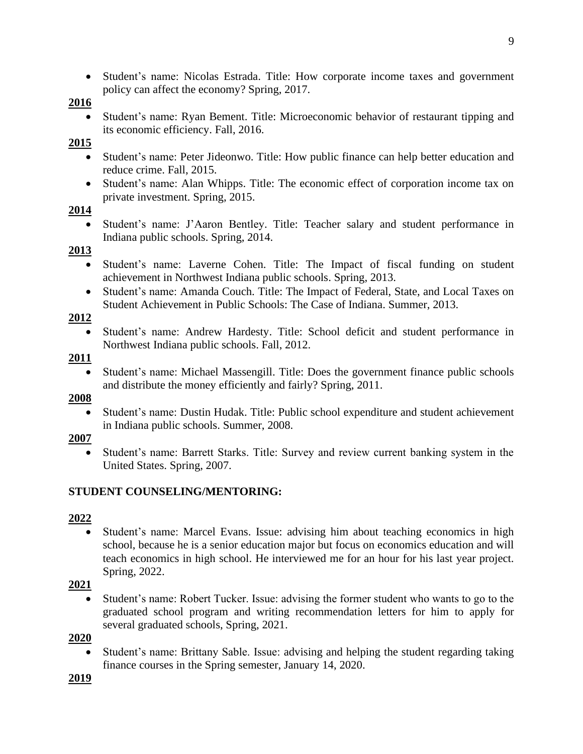- Student's name: Nicolas Estrada. Title: How corporate income taxes and government policy can affect the economy? Spring, 2017.

**2016**

- Student's name: Ryan Bement. Title: Microeconomic behavior of restaurant tipping and its economic efficiency. Fall, 2016.

**2015**

- Student's name: Peter Jideonwo. Title: How public finance can help better education and reduce crime. Fall, 2015.
- Student's name: Alan Whipps. Title: The economic effect of corporation income tax on private investment. Spring, 2015.

**2014**

- Student's name: J'Aaron Bentley. Title: Teacher salary and student performance in Indiana public schools. Spring, 2014.

**2013**

- Student's name: Laverne Cohen. Title: The Impact of fiscal funding on student achievement in Northwest Indiana public schools. Spring, 2013.
- Student's name: Amanda Couch. Title: The Impact of Federal, State, and Local Taxes on Student Achievement in Public Schools: The Case of Indiana. Summer, 2013.

**2012**

- Student's name: Andrew Hardesty. Title: School deficit and student performance in Northwest Indiana public schools. Fall, 2012.

**2011**

- Student's name: Michael Massengill. Title: Does the government finance public schools and distribute the money efficiently and fairly? Spring, 2011.

**2008**

- Student's name: Dustin Hudak. Title: Public school expenditure and student achievement in Indiana public schools. Summer, 2008.

**2007**

- Student's name: Barrett Starks. Title: Survey and review current banking system in the United States. Spring, 2007.

**STUDENT COUNSELING/MENTORING:**

**2022**

- Student's name: Marcel Evans. Issue: advising him about teaching economics in high school, because he is a senior education major but focus on economics education and will teach economics in high school. He interviewed me for an hour for his last year project. Spring, 2022.

**2021**

- Student's name: Robert Tucker. Issue: advising the former student who wants to go to the graduated school program and writing recommendation letters for him to apply for several graduated schools, Spring, 2021.

**2020**

- Student's name: Brittany Sable. Issue: advising and helping the student regarding taking finance courses in the Spring semester, January 14, 2020.

**2019**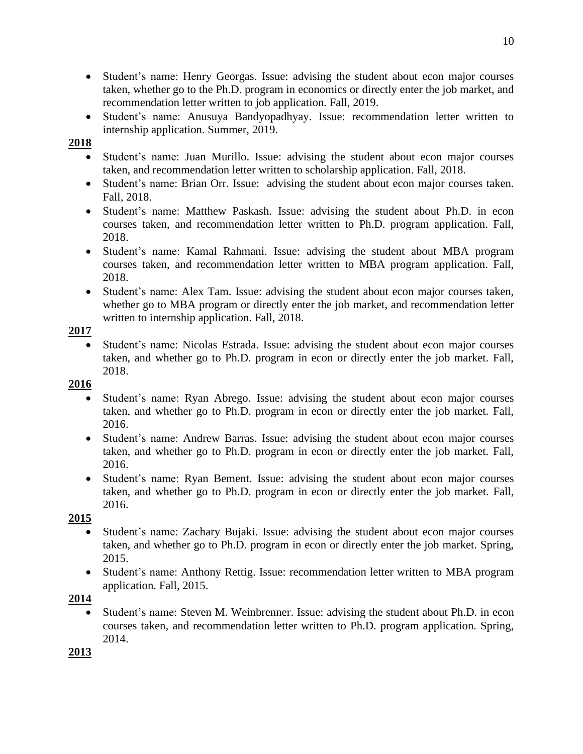- Student's name: Henry Georgas. Issue: advising the student about econ major courses taken, whether go to the Ph.D. program in economics or directly enter the job market, and recommendation letter written to job application. Fall, 2019.
- Student's name: Anusuya Bandyopadhyay. Issue: recommendation letter written to internship application. Summer, 2019.

**2018**

- Student's name: Juan Murillo. Issue: advising the student about econ major courses taken, and recommendation letter written to scholarship application. Fall, 2018.
- Student's name: Brian Orr. Issue: advising the student about econ major courses taken. Fall, 2018.
- Student's name: Matthew Paskash. Issue: advising the student about Ph.D. in econ courses taken, and recommendation letter written to Ph.D. program application. Fall, 2018.
- Student's name: Kamal Rahmani. Issue: advising the student about MBA program courses taken, and recommendation letter written to MBA program application. Fall, 2018.
- Student's name: Alex Tam. Issue: advising the student about econ major courses taken, whether go to MBA program or directly enter the job market, and recommendation letter written to internship application. Fall, 2018.

**2017**

- Student's name: Nicolas Estrada. Issue: advising the student about econ major courses taken, and whether go to Ph.D. program in econ or directly enter the job market. Fall, 2018.

**2016**

- Student's name: Ryan Abrego. Issue: advising the student about econ major courses taken, and whether go to Ph.D. program in econ or directly enter the job market. Fall, 2016.
- Student's name: Andrew Barras. Issue: advising the student about econ major courses taken, and whether go to Ph.D. program in econ or directly enter the job market. Fall, 2016.
- Student's name: Ryan Bement. Issue: advising the student about econ major courses taken, and whether go to Ph.D. program in econ or directly enter the job market. Fall, 2016.

**2015**

- Student's name: Zachary Bujaki. Issue: advising the student about econ major courses taken, and whether go to Ph.D. program in econ or directly enter the job market. Spring, 2015.
- Student's name: Anthony Rettig. Issue: recommendation letter written to MBA program application. Fall, 2015.

**2014**

- Student's name: Steven M. Weinbrenner. Issue: advising the student about Ph.D. in econ courses taken, and recommendation letter written to Ph.D. program application. Spring, 2014.

**2013**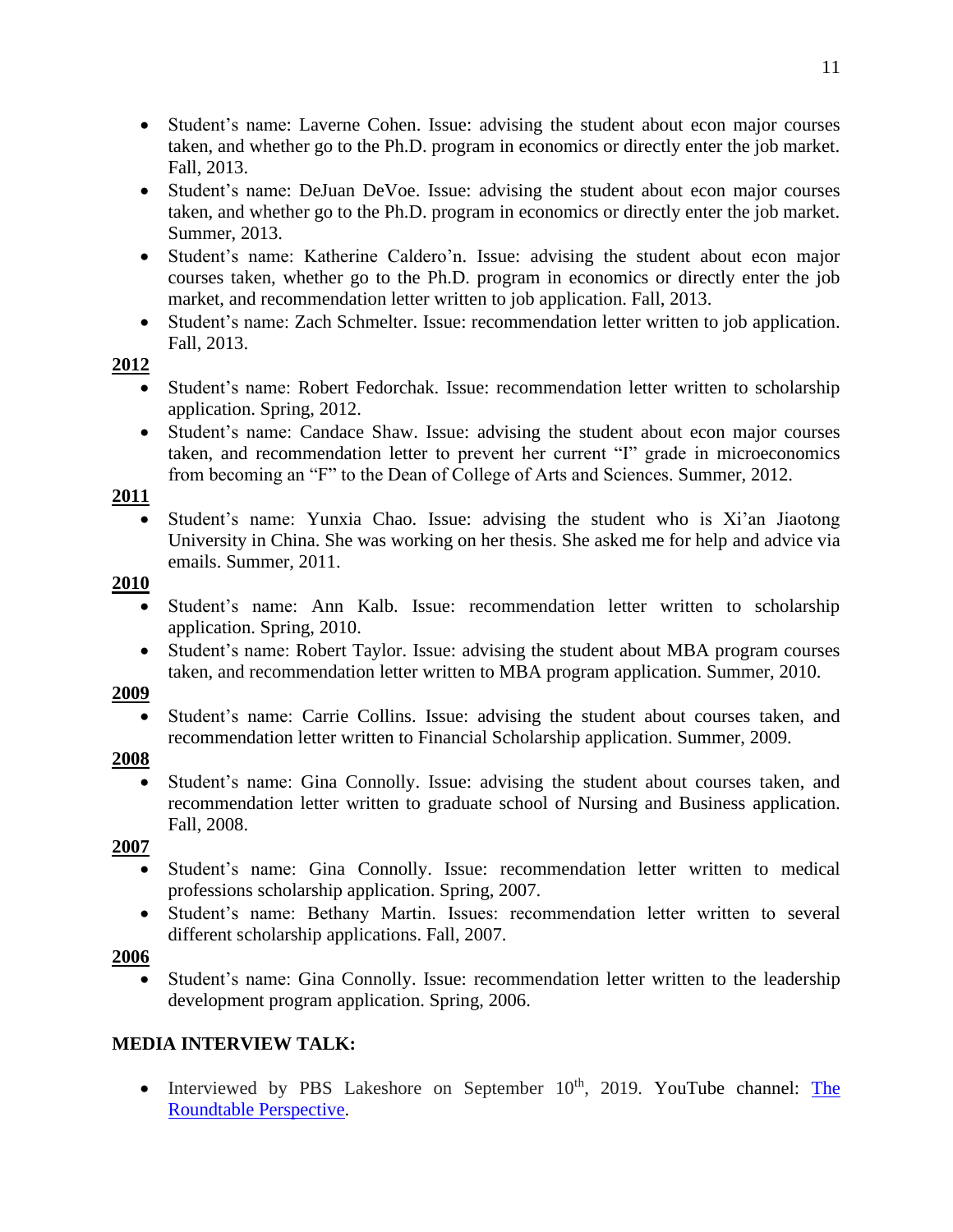- Student's name: Laverne Cohen. Issue: advising the student about econ major courses taken, and whether go to the Ph.D. program in economics or directly enter the job market. Fall, 2013.
- Student's name: DeJuan DeVoe. Issue: advising the student about econ major courses taken, and whether go to the Ph.D. program in economics or directly enter the job market. Summer, 2013.
- Student's name: Katherine Caldero'n. Issue: advising the student about econ major courses taken, whether go to the Ph.D. program in economics or directly enter the job market, and recommendation letter written to job application. Fall, 2013.
- Student's name: Zach Schmelter. Issue: recommendation letter written to job application. Fall, 2013.

**2012**

- Student's name: Robert Fedorchak. Issue: recommendation letter written to scholarship application. Spring, 2012.
- Student's name: Candace Shaw. Issue: advising the student about econ major courses taken, and recommendation letter to prevent her current "I" grade in microeconomics from becoming an "F" to the Dean of College of Arts and Sciences. Summer, 2012.

**2011**

- Student's name: Yunxia Chao. Issue: advising the student who is Xi'an Jiaotong University in China. She was working on her thesis. She asked me for help and advice via emails. Summer, 2011.

**2010**

- Student's name: Ann Kalb. Issue: recommendation letter written to scholarship application. Spring, 2010.
- Student's name: Robert Taylor. Issue: advising the student about MBA program courses taken, and recommendation letter written to MBA program application. Summer, 2010.

**2009**

- Student's name: Carrie Collins. Issue: advising the student about courses taken, and recommendation letter written to Financial Scholarship application. Summer, 2009.

**2008**

- Student's name: Gina Connolly. Issue: advising the student about courses taken, and recommendation letter written to graduate school of Nursing and Business application. Fall, 2008.

**2007**

- Student's name: Gina Connolly. Issue: recommendation letter written to medical professions scholarship application. Spring, 2007.
- Student's name: Bethany Martin. Issues: recommendation letter written to several different scholarship applications. Fall, 2007.

**2006**

- Student's name: Gina Connolly. Issue: recommendation letter written to the leadership development program application. Spring, 2006.

## MEDIA INTERVIEW TALK:

- Interviewed by PBS Lakeshore on September 10th, 2019. YouTube channel: The Roundtable Perspective.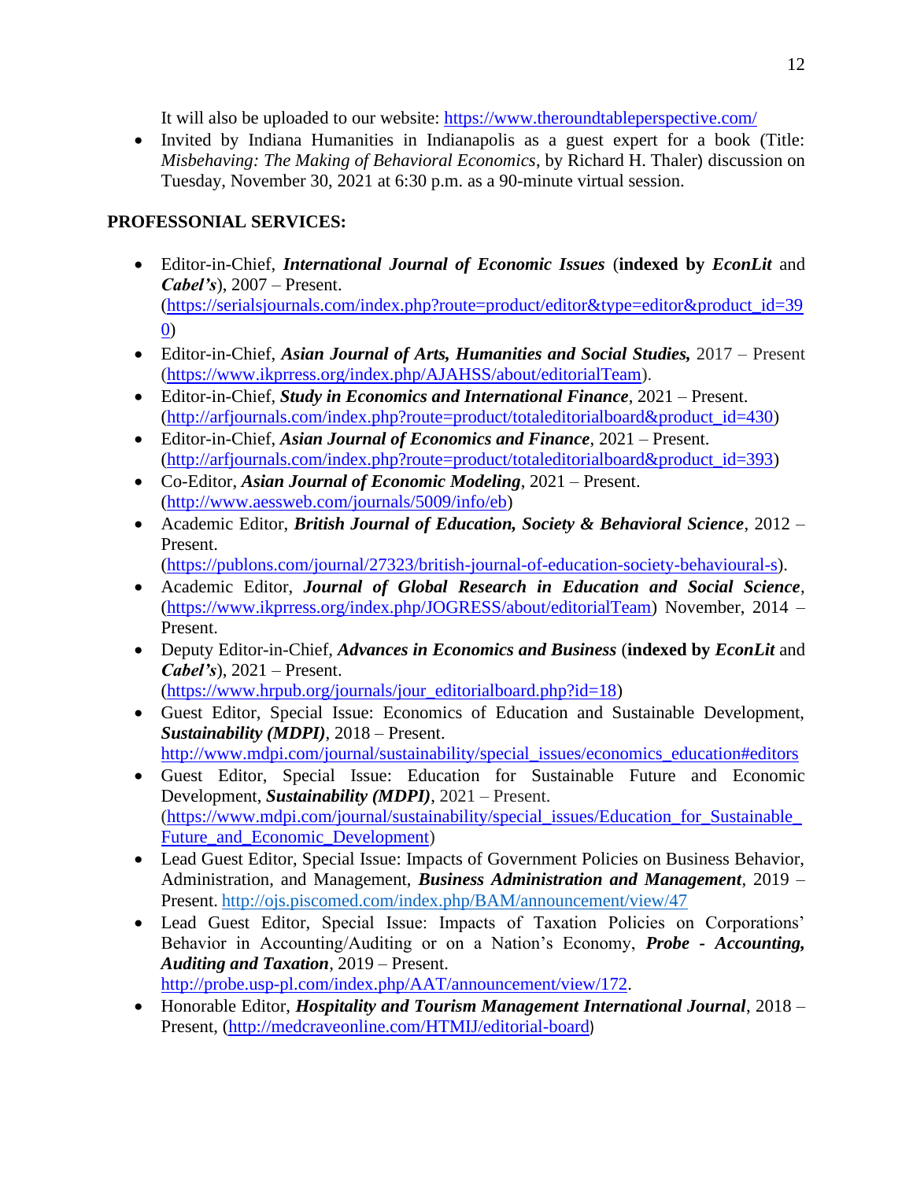It will also be uploaded to our website: https://www.theroundtableperspective.com/

- Invited by Indiana Humanities in Indianapolis as a guest expert for a book (Title: *Misbehaving: The Making of Behavioral Economics*, by Richard H. Thaler) discussion on Tuesday, November 30, 2021 at 6:30 p.m. as a 90-minute virtual session.

## PROFESSONIAL SERVICES:

- Editor-in-Chief, ***International Journal of Economic Issues*** (**indexed by *EconLit*** and ***Cabel's***), 2007 – Present. (https://serialsjournals.com/index.php?route=product/editor&type=editor&product_id=390)
- Editor-in-Chief, ***Asian Journal of Arts, Humanities and Social Studies,*** 2017 – Present (https://www.ikprress.org/index.php/AJAHSS/about/editorialTeam).
- Editor-in-Chief, ***Study in Economics and International Finance***, 2021 – Present. (http://arfjournals.com/index.php?route=product/totaleditorialboard&product_id=430)
- Editor-in-Chief, ***Asian Journal of Economics and Finance***, 2021 – Present. (http://arfjournals.com/index.php?route=product/totaleditorialboard&product_id=393)
- Co-Editor, ***Asian Journal of Economic Modeling***, 2021 – Present. (http://www.aessweb.com/journals/5009/info/eb)
- Academic Editor, ***British Journal of Education, Society & Behavioral Science***, 2012 – Present. (https://publons.com/journal/27323/british-journal-of-education-society-behavioural-s).
- Academic Editor, ***Journal of Global Research in Education and Social Science***, (https://www.ikprress.org/index.php/JOGRESS/about/editorialTeam) November, 2014 – Present.
- Deputy Editor-in-Chief, ***Advances in Economics and Business*** (**indexed by *EconLit*** and ***Cabel's***), 2021 – Present. (https://www.hrpub.org/journals/jour_editorialboard.php?id=18)
- Guest Editor, Special Issue: Economics of Education and Sustainable Development, ***Sustainability (MDPI)***, 2018 – Present. http://www.mdpi.com/journal/sustainability/special_issues/economics_education#editors
- Guest Editor, Special Issue: Education for Sustainable Future and Economic Development, ***Sustainability (MDPI)***, 2021 – Present. (https://www.mdpi.com/journal/sustainability/special_issues/Education_for_Sustainable_Future_and_Economic_Development)
- Lead Guest Editor, Special Issue: Impacts of Government Policies on Business Behavior, Administration, and Management, ***Business Administration and Management***, 2019 – Present. http://ojs.piscomed.com/index.php/BAM/announcement/view/47
- Lead Guest Editor, Special Issue: Impacts of Taxation Policies on Corporations' Behavior in Accounting/Auditing or on a Nation's Economy, ***Probe - Accounting, Auditing and Taxation***, 2019 – Present. http://probe.usp-pl.com/index.php/AAT/announcement/view/172.
- Honorable Editor, ***Hospitality and Tourism Management International Journal***, 2018 – Present, (http://medcraveonline.com/HTMIJ/editorial-board)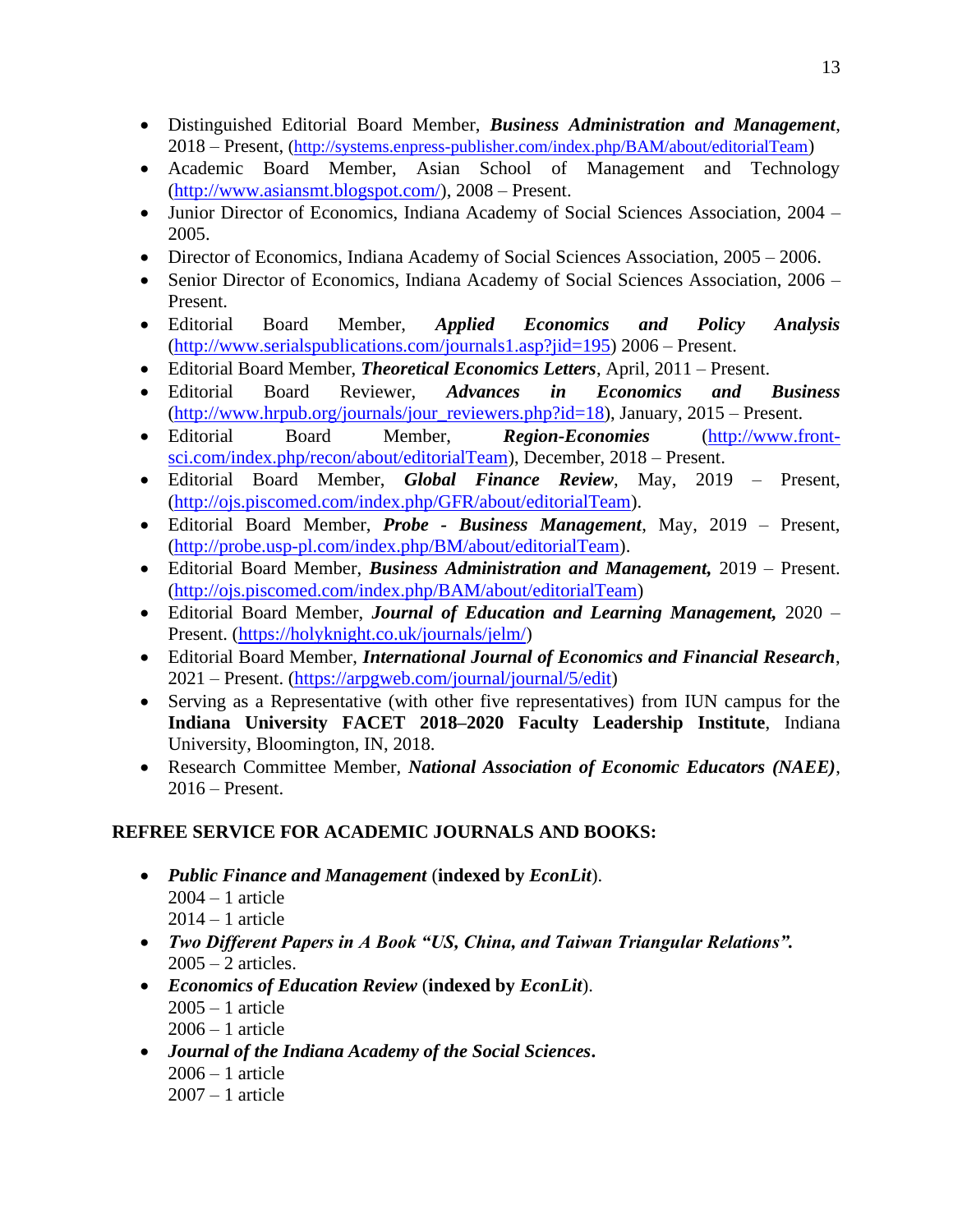- Distinguished Editorial Board Member, ***Business Administration and Management***, 2018 – Present, (http://systems.enpress-publisher.com/index.php/BAM/about/editorialTeam)
- Academic Board Member, Asian School of Management and Technology (http://www.asiansmt.blogspot.com/), 2008 – Present.
- Junior Director of Economics, Indiana Academy of Social Sciences Association, 2004 – 2005.
- Director of Economics, Indiana Academy of Social Sciences Association, 2005 – 2006.
- Senior Director of Economics, Indiana Academy of Social Sciences Association, 2006 – Present.
- Editorial Board Member, ***Applied Economics and Policy Analysis*** (http://www.serialspublications.com/journals1.asp?jid=195) 2006 – Present.
- Editorial Board Member, ***Theoretical Economics Letters***, April, 2011 – Present.
- Editorial Board Reviewer, ***Advances in Economics and Business*** (http://www.hrpub.org/journals/jour_reviewers.php?id=18), January, 2015 – Present.
- Editorial Board Member, ***Region-Economies*** (http://www.front-sci.com/index.php/recon/about/editorialTeam), December, 2018 – Present.
- Editorial Board Member, ***Global Finance Review***, May, 2019 – Present, (http://ojs.piscomed.com/index.php/GFR/about/editorialTeam).
- Editorial Board Member, ***Probe - Business Management***, May, 2019 – Present, (http://probe.usp-pl.com/index.php/BM/about/editorialTeam).
- Editorial Board Member, ***Business Administration and Management,*** 2019 – Present. (http://ojs.piscomed.com/index.php/BAM/about/editorialTeam)
- Editorial Board Member, ***Journal of Education and Learning Management,*** 2020 – Present. (https://holyknight.co.uk/journals/jelm/)
- Editorial Board Member, ***International Journal of Economics and Financial Research***, 2021 – Present. (https://arpgweb.com/journal/journal/5/edit)
- Serving as a Representative (with other five representatives) from IUN campus for the **Indiana University FACET 2018–2020 Faculty Leadership Institute**, Indiana University, Bloomington, IN, 2018.
- Research Committee Member, ***National Association of Economic Educators (NAEE)***, 2016 – Present.

**REFREE SERVICE FOR ACADEMIC JOURNALS AND BOOKS:**

- ***Public Finance and Management*** (**indexed by *EconLit***).
  2004 – 1 article
  2014 – 1 article
- ***Two Different Papers in A Book "US, China, and Taiwan Triangular Relations".***
  2005 – 2 articles.
- ***Economics of Education Review*** (**indexed by *EconLit***).
  2005 – 1 article
  2006 – 1 article
- ***Journal of the Indiana Academy of the Social Sciences.***
  2006 – 1 article
  2007 – 1 article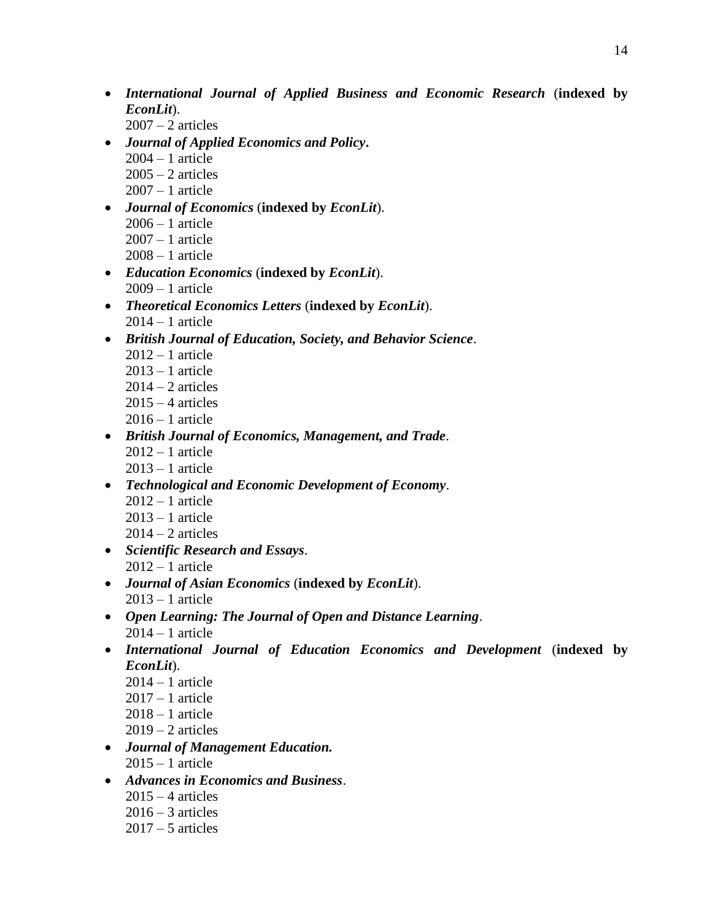- ***International Journal of Applied Business and Economic Research*** (**indexed by** ***EconLit***).
  2007 – 2 articles
- ***Journal of Applied Economics and Policy*.**
  2004 – 1 article
  2005 – 2 articles
  2007 – 1 article
- ***Journal of Economics*** (**indexed by** ***EconLit***).
  2006 – 1 article
  2007 – 1 article
  2008 – 1 article
- ***Education Economics*** (**indexed by** ***EconLit***).
  2009 – 1 article
- ***Theoretical Economics Letters*** (**indexed by** ***EconLit***).
  2014 – 1 article
- ***British Journal of Education, Society, and Behavior Science***.
  2012 – 1 article
  2013 – 1 article
  2014 – 2 articles
  2015 – 4 articles
  2016 – 1 article
- ***British Journal of Economics, Management, and Trade***.
  2012 – 1 article
  2013 – 1 article
- ***Technological and Economic Development of Economy***.
  2012 – 1 article
  2013 – 1 article
  2014 – 2 articles
- ***Scientific Research and Essays***.
  2012 – 1 article
- ***Journal of Asian Economics*** (**indexed by** ***EconLit***).
  2013 – 1 article
- ***Open Learning: The Journal of Open and Distance Learning***.
  2014 – 1 article
- ***International Journal of Education Economics and Development*** (**indexed by** ***EconLit***).
  2014 – 1 article
  2017 – 1 article
  2018 – 1 article
  2019 – 2 articles
- ***Journal of Management Education.***
  2015 – 1 article
- ***Advances in Economics and Business***.
  2015 – 4 articles
  2016 – 3 articles
  2017 – 5 articles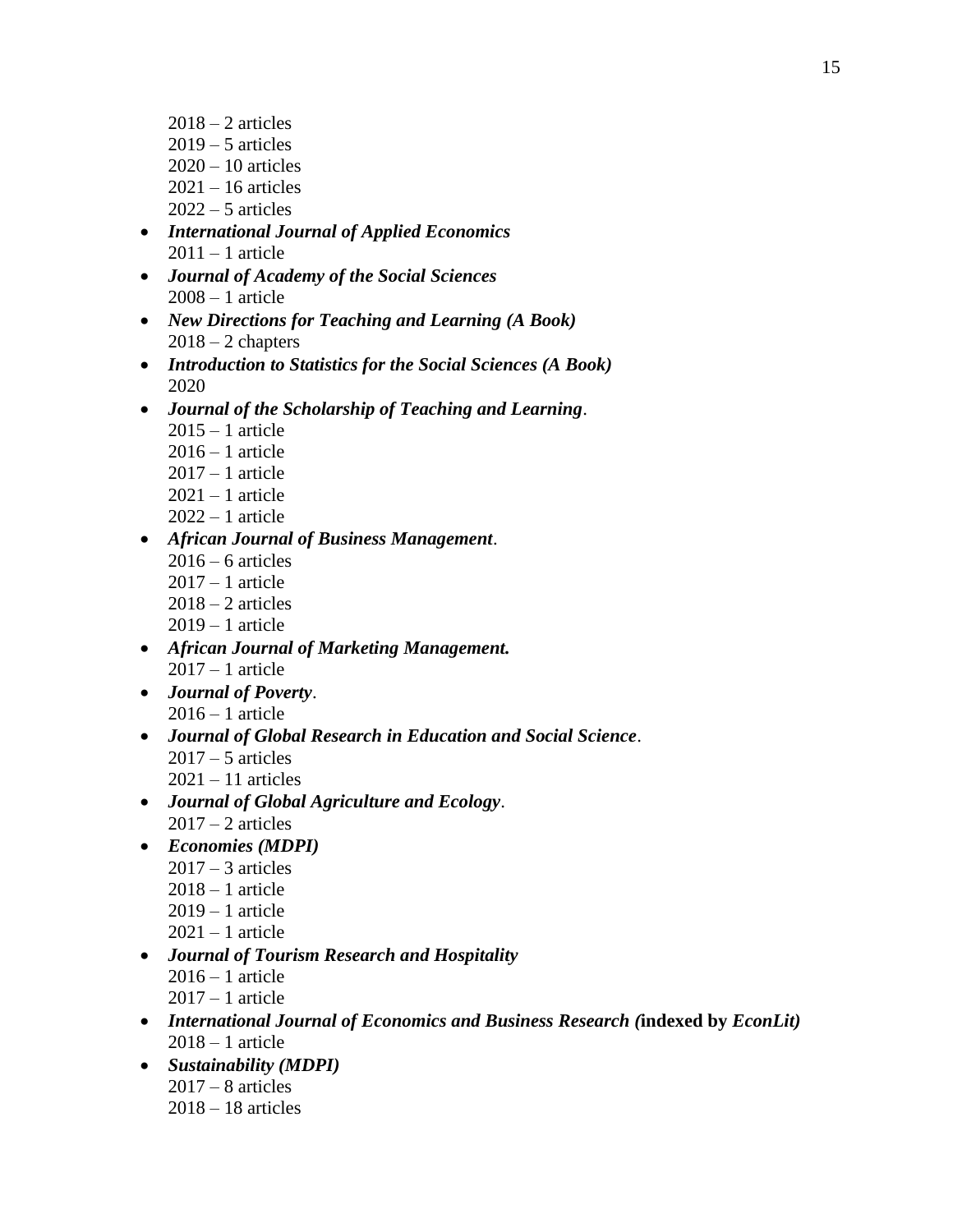2018 – 2 articles
2019 – 5 articles
2020 – 10 articles
2021 – 16 articles
2022 – 5 articles

- ***International Journal of Applied Economics***
  2011 – 1 article
- ***Journal of Academy of the Social Sciences***
  2008 – 1 article
- ***New Directions for Teaching and Learning (A Book)***
  2018 – 2 chapters
- ***Introduction to Statistics for the Social Sciences (A Book)***
  2020
- ***Journal of the Scholarship of Teaching and Learning***.
  2015 – 1 article
  2016 – 1 article
  2017 – 1 article
  2021 – 1 article
  2022 – 1 article
- ***African Journal of Business Management***.
  2016 – 6 articles
  2017 – 1 article
  2018 – 2 articles
  2019 – 1 article
- ***African Journal of Marketing Management.***
  2017 – 1 article
- ***Journal of Poverty***.
  2016 – 1 article
- ***Journal of Global Research in Education and Social Science***.
  2017 – 5 articles
  2021 – 11 articles
- ***Journal of Global Agriculture and Ecology***.
  2017 – 2 articles
- ***Economies (MDPI)***
  2017 – 3 articles
  2018 – 1 article
  2019 – 1 article
  2021 – 1 article
- ***Journal of Tourism Research and Hospitality***
  2016 – 1 article
  2017 – 1 article
- ***International Journal of Economics and Business Research (*indexed by *EconLit)***
  2018 – 1 article
- ***Sustainability (MDPI)***
  2017 – 8 articles
  2018 – 18 articles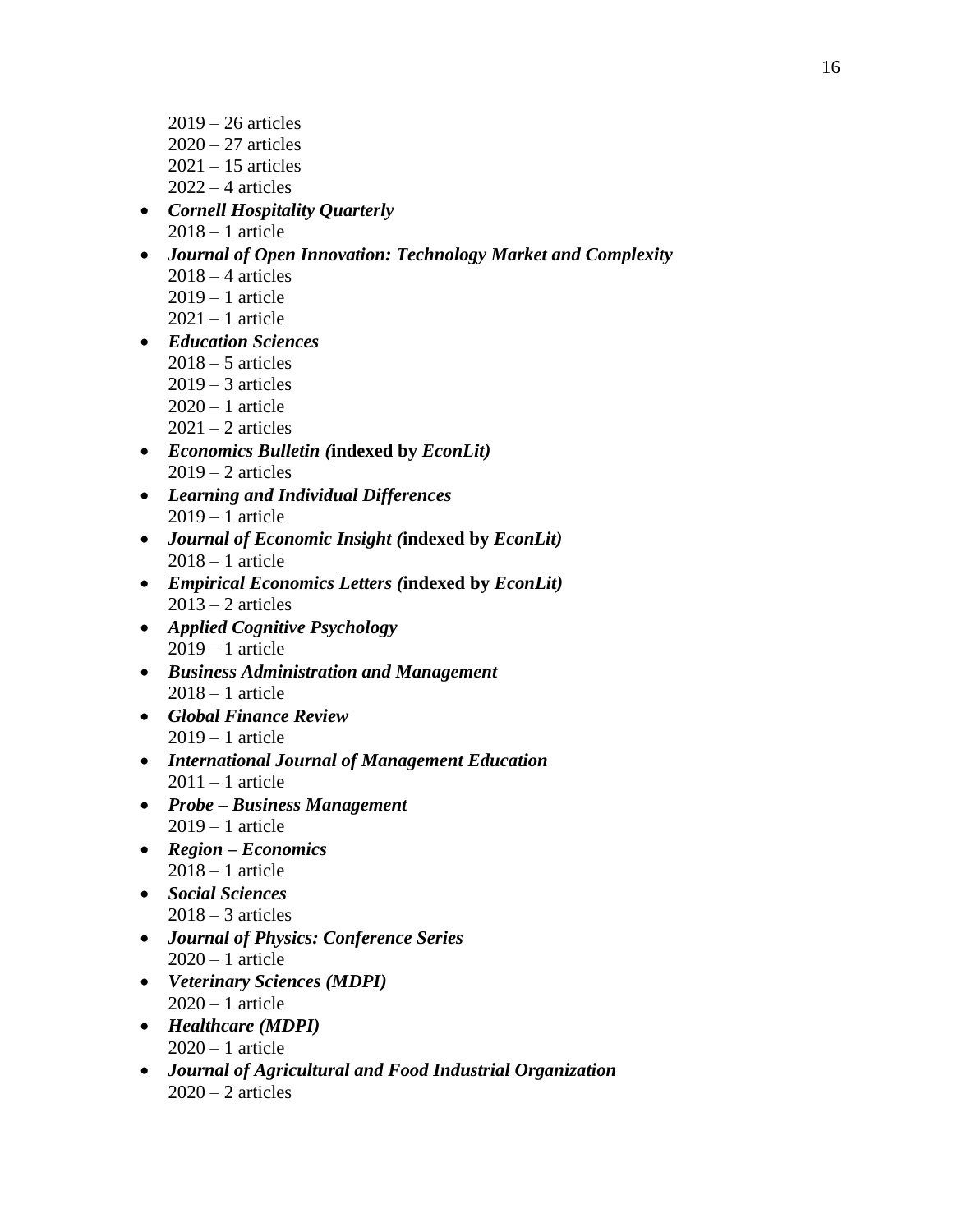2019 – 26 articles
2020 – 27 articles
2021 – 15 articles
2022 – 4 articles

- ***Cornell Hospitality Quarterly***
  2018 – 1 article
- ***Journal of Open Innovation: Technology Market and Complexity***
  2018 – 4 articles
  2019 – 1 article
  2021 – 1 article
- ***Education Sciences***
  2018 – 5 articles
  2019 – 3 articles
  2020 – 1 article
  2021 – 2 articles
- ***Economics Bulletin (*****indexed by** ***EconLit)***
  2019 – 2 articles
- ***Learning and Individual Differences***
  2019 – 1 article
- ***Journal of Economic Insight (*****indexed by** ***EconLit)***
  2018 – 1 article
- ***Empirical Economics Letters (*****indexed by** ***EconLit)***
  2013 – 2 articles
- ***Applied Cognitive Psychology***
  2019 – 1 article
- ***Business Administration and Management***
  2018 – 1 article
- ***Global Finance Review***
  2019 – 1 article
- ***International Journal of Management Education***
  2011 – 1 article
- ***Probe – Business Management***
  2019 – 1 article
- ***Region – Economics***
  2018 – 1 article
- ***Social Sciences***
  2018 – 3 articles
- ***Journal of Physics: Conference Series***
  2020 – 1 article
- ***Veterinary Sciences (MDPI)***
  2020 – 1 article
- ***Healthcare (MDPI)***
  2020 – 1 article
- ***Journal of Agricultural and Food Industrial Organization***
  2020 – 2 articles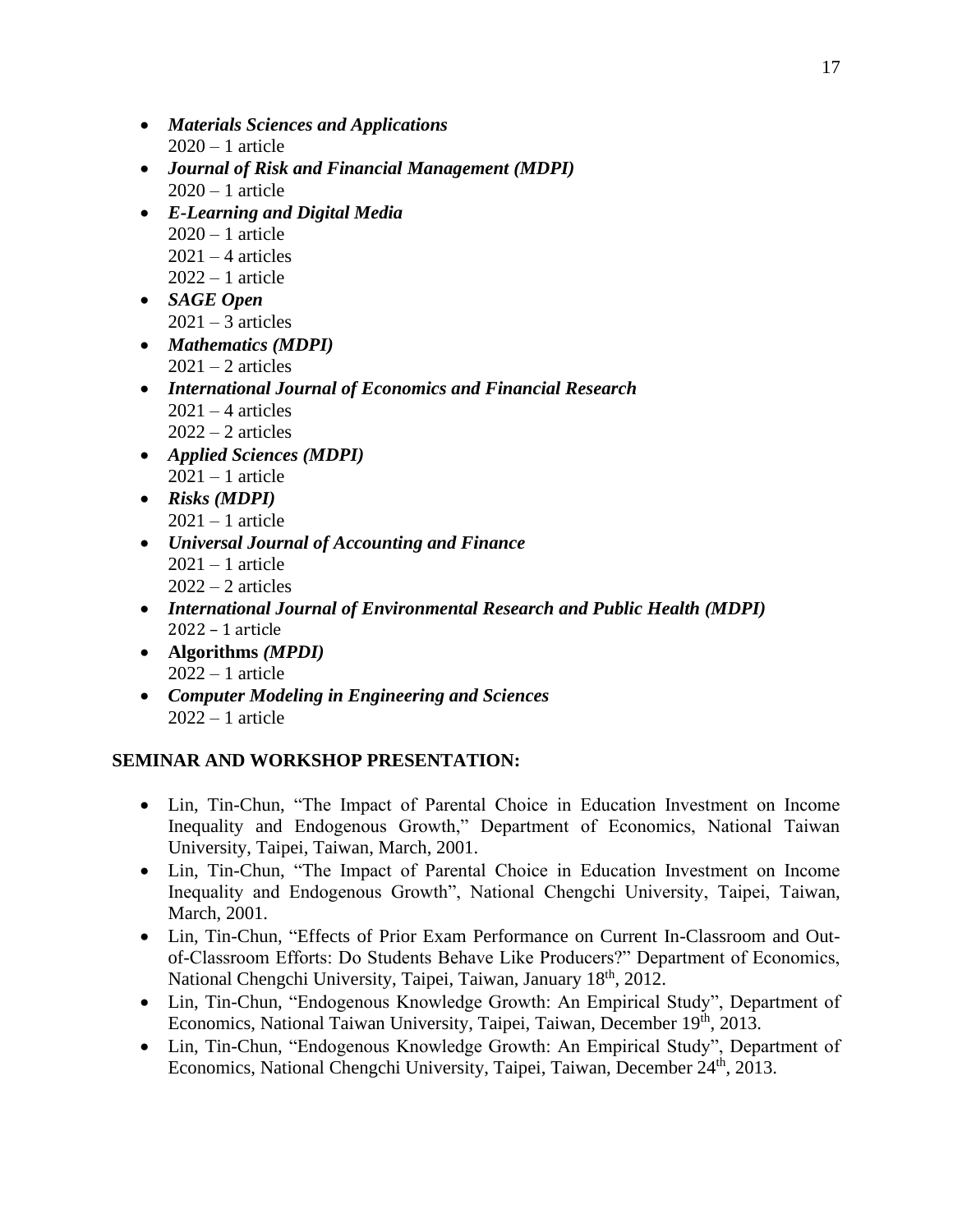- ***Materials Sciences and Applications***
  2020 – 1 article
- ***Journal of Risk and Financial Management (MDPI)***
  2020 – 1 article
- ***E-Learning and Digital Media***
  2020 – 1 article
  2021 – 4 articles
  2022 – 1 article
- ***SAGE Open***
  2021 – 3 articles
- ***Mathematics (MDPI)***
  2021 – 2 articles
- ***International Journal of Economics and Financial Research***
  2021 – 4 articles
  2022 – 2 articles
- ***Applied Sciences (MDPI)***
  2021 – 1 article
- ***Risks (MDPI)***
  2021 – 1 article
- ***Universal Journal of Accounting and Finance***
  2021 – 1 article
  2022 – 2 articles
- ***International Journal of Environmental Research and Public Health (MDPI)***
  2022 – 1 article
- **Algorithms *(MPDI)***
  2022 – 1 article
- ***Computer Modeling in Engineering and Sciences***
  2022 – 1 article

**SEMINAR AND WORKSHOP PRESENTATION:**

- Lin, Tin-Chun, "The Impact of Parental Choice in Education Investment on Income Inequality and Endogenous Growth," Department of Economics, National Taiwan University, Taipei, Taiwan, March, 2001.
- Lin, Tin-Chun, "The Impact of Parental Choice in Education Investment on Income Inequality and Endogenous Growth", National Chengchi University, Taipei, Taiwan, March, 2001.
- Lin, Tin-Chun, "Effects of Prior Exam Performance on Current In-Classroom and Out-of-Classroom Efforts: Do Students Behave Like Producers?" Department of Economics, National Chengchi University, Taipei, Taiwan, January 18th, 2012.
- Lin, Tin-Chun, "Endogenous Knowledge Growth: An Empirical Study", Department of Economics, National Taiwan University, Taipei, Taiwan, December 19th, 2013.
- Lin, Tin-Chun, "Endogenous Knowledge Growth: An Empirical Study", Department of Economics, National Chengchi University, Taipei, Taiwan, December 24th, 2013.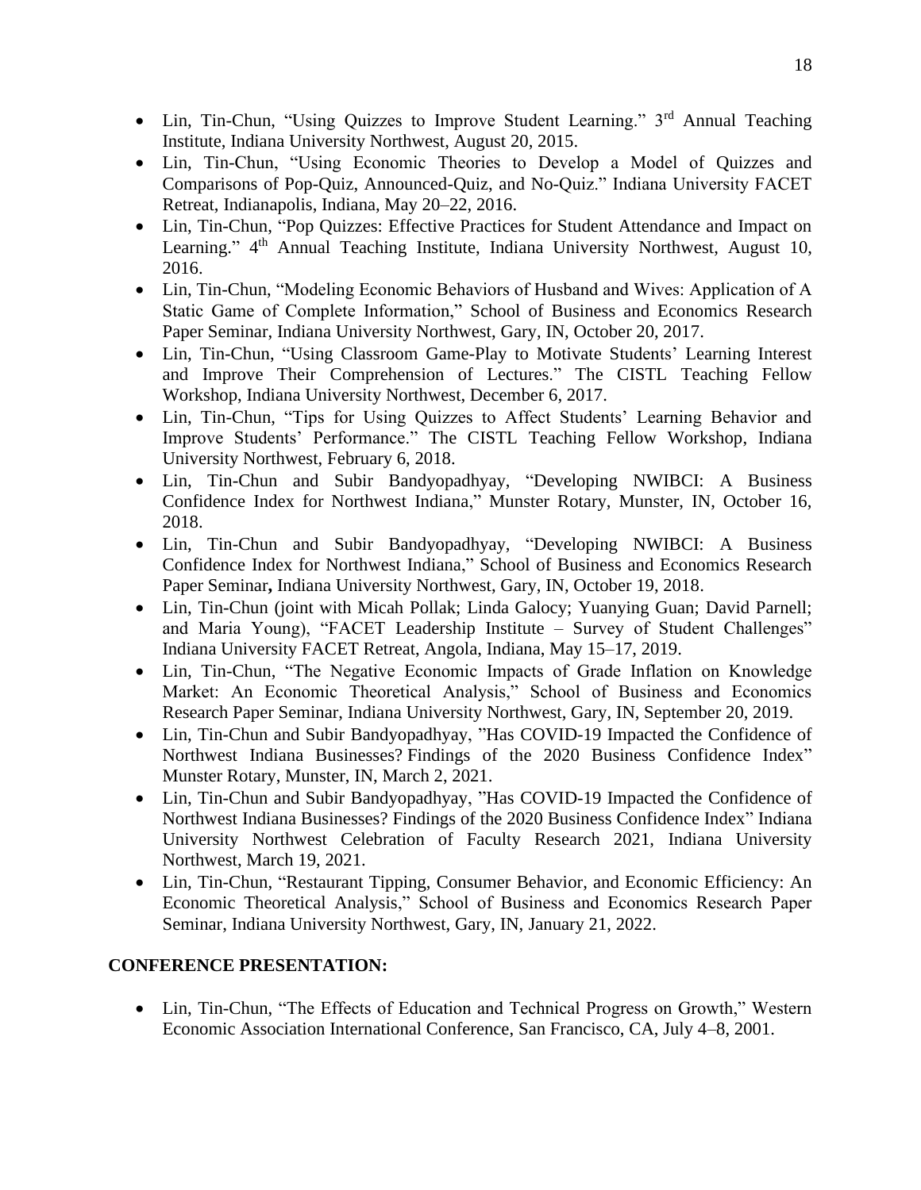- Lin, Tin-Chun, "Using Quizzes to Improve Student Learning." 3rd Annual Teaching Institute, Indiana University Northwest, August 20, 2015.
- Lin, Tin-Chun, "Using Economic Theories to Develop a Model of Quizzes and Comparisons of Pop-Quiz, Announced-Quiz, and No-Quiz." Indiana University FACET Retreat, Indianapolis, Indiana, May 20–22, 2016.
- Lin, Tin-Chun, "Pop Quizzes: Effective Practices for Student Attendance and Impact on Learning." 4th Annual Teaching Institute, Indiana University Northwest, August 10, 2016.
- Lin, Tin-Chun, "Modeling Economic Behaviors of Husband and Wives: Application of A Static Game of Complete Information," School of Business and Economics Research Paper Seminar, Indiana University Northwest, Gary, IN, October 20, 2017.
- Lin, Tin-Chun, "Using Classroom Game-Play to Motivate Students' Learning Interest and Improve Their Comprehension of Lectures." The CISTL Teaching Fellow Workshop, Indiana University Northwest, December 6, 2017.
- Lin, Tin-Chun, "Tips for Using Quizzes to Affect Students' Learning Behavior and Improve Students' Performance." The CISTL Teaching Fellow Workshop, Indiana University Northwest, February 6, 2018.
- Lin, Tin-Chun and Subir Bandyopadhyay, "Developing NWIBCI: A Business Confidence Index for Northwest Indiana," Munster Rotary, Munster, IN, October 16, 2018.
- Lin, Tin-Chun and Subir Bandyopadhyay, "Developing NWIBCI: A Business Confidence Index for Northwest Indiana," School of Business and Economics Research Paper Seminar**,** Indiana University Northwest, Gary, IN, October 19, 2018.
- Lin, Tin-Chun (joint with Micah Pollak; Linda Galocy; Yuanying Guan; David Parnell; and Maria Young), "FACET Leadership Institute – Survey of Student Challenges" Indiana University FACET Retreat, Angola, Indiana, May 15–17, 2019.
- Lin, Tin-Chun, "The Negative Economic Impacts of Grade Inflation on Knowledge Market: An Economic Theoretical Analysis," School of Business and Economics Research Paper Seminar, Indiana University Northwest, Gary, IN, September 20, 2019.
- Lin, Tin-Chun and Subir Bandyopadhyay, "Has COVID-19 Impacted the Confidence of Northwest Indiana Businesses? Findings of the 2020 Business Confidence Index" Munster Rotary, Munster, IN, March 2, 2021.
- Lin, Tin-Chun and Subir Bandyopadhyay, "Has COVID-19 Impacted the Confidence of Northwest Indiana Businesses? Findings of the 2020 Business Confidence Index" Indiana University Northwest Celebration of Faculty Research 2021, Indiana University Northwest, March 19, 2021.
- Lin, Tin-Chun, "Restaurant Tipping, Consumer Behavior, and Economic Efficiency: An Economic Theoretical Analysis," School of Business and Economics Research Paper Seminar, Indiana University Northwest, Gary, IN, January 21, 2022.

**CONFERENCE PRESENTATION:**

- Lin, Tin-Chun, "The Effects of Education and Technical Progress on Growth," Western Economic Association International Conference, San Francisco, CA, July 4–8, 2001.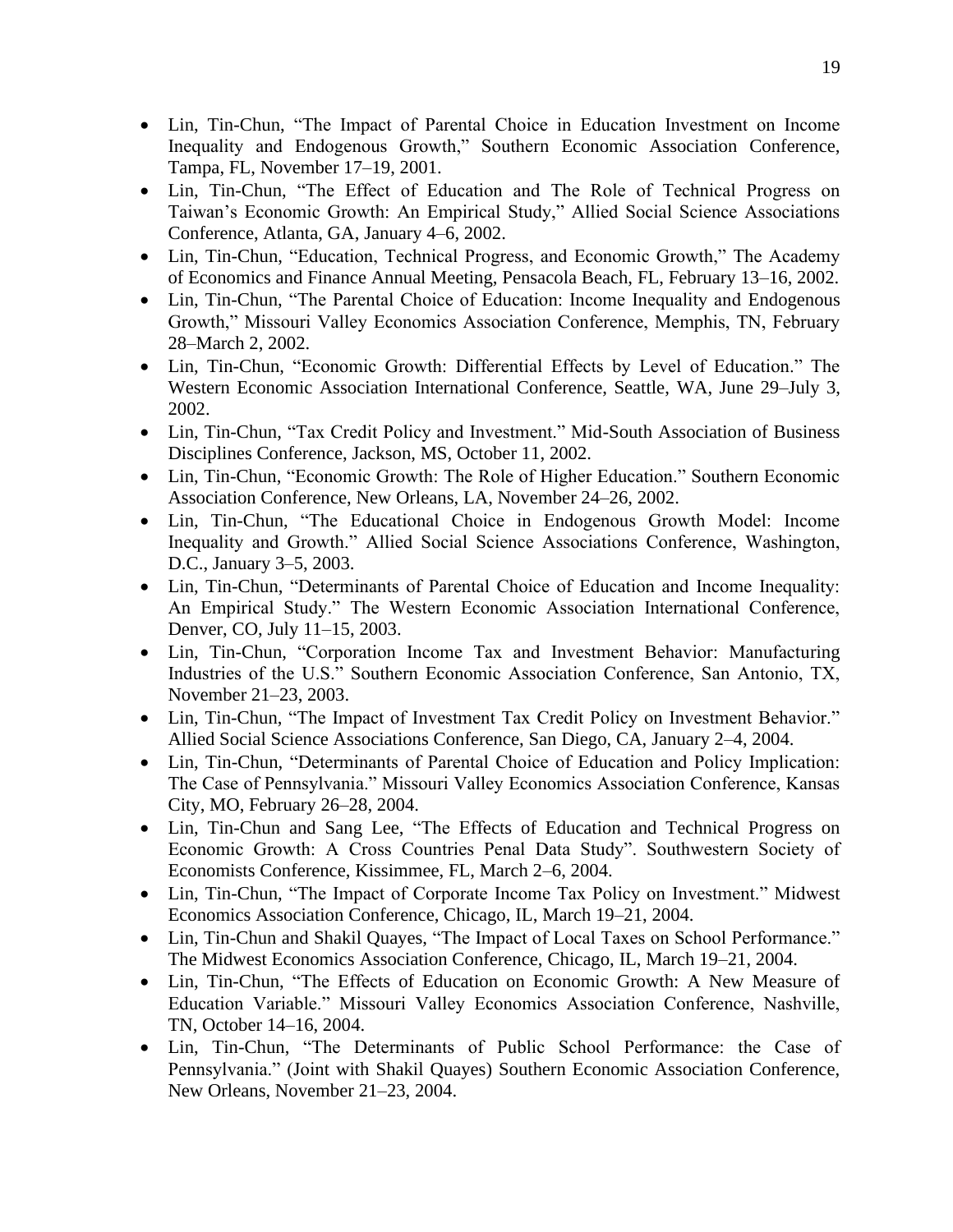- Lin, Tin-Chun, "The Impact of Parental Choice in Education Investment on Income Inequality and Endogenous Growth," Southern Economic Association Conference, Tampa, FL, November 17–19, 2001.
- Lin, Tin-Chun, "The Effect of Education and The Role of Technical Progress on Taiwan's Economic Growth: An Empirical Study," Allied Social Science Associations Conference, Atlanta, GA, January 4–6, 2002.
- Lin, Tin-Chun, "Education, Technical Progress, and Economic Growth," The Academy of Economics and Finance Annual Meeting, Pensacola Beach, FL, February 13–16, 2002.
- Lin, Tin-Chun, "The Parental Choice of Education: Income Inequality and Endogenous Growth," Missouri Valley Economics Association Conference, Memphis, TN, February 28–March 2, 2002.
- Lin, Tin-Chun, "Economic Growth: Differential Effects by Level of Education." The Western Economic Association International Conference, Seattle, WA, June 29–July 3, 2002.
- Lin, Tin-Chun, "Tax Credit Policy and Investment." Mid-South Association of Business Disciplines Conference, Jackson, MS, October 11, 2002.
- Lin, Tin-Chun, "Economic Growth: The Role of Higher Education." Southern Economic Association Conference, New Orleans, LA, November 24–26, 2002.
- Lin, Tin-Chun, "The Educational Choice in Endogenous Growth Model: Income Inequality and Growth." Allied Social Science Associations Conference, Washington, D.C., January 3–5, 2003.
- Lin, Tin-Chun, "Determinants of Parental Choice of Education and Income Inequality: An Empirical Study." The Western Economic Association International Conference, Denver, CO, July 11–15, 2003.
- Lin, Tin-Chun, "Corporation Income Tax and Investment Behavior: Manufacturing Industries of the U.S." Southern Economic Association Conference, San Antonio, TX, November 21–23, 2003.
- Lin, Tin-Chun, "The Impact of Investment Tax Credit Policy on Investment Behavior." Allied Social Science Associations Conference, San Diego, CA, January 2–4, 2004.
- Lin, Tin-Chun, "Determinants of Parental Choice of Education and Policy Implication: The Case of Pennsylvania." Missouri Valley Economics Association Conference, Kansas City, MO, February 26–28, 2004.
- Lin, Tin-Chun and Sang Lee, "The Effects of Education and Technical Progress on Economic Growth: A Cross Countries Penal Data Study". Southwestern Society of Economists Conference, Kissimmee, FL, March 2–6, 2004.
- Lin, Tin-Chun, "The Impact of Corporate Income Tax Policy on Investment." Midwest Economics Association Conference, Chicago, IL, March 19–21, 2004.
- Lin, Tin-Chun and Shakil Quayes, "The Impact of Local Taxes on School Performance." The Midwest Economics Association Conference, Chicago, IL, March 19–21, 2004.
- Lin, Tin-Chun, "The Effects of Education on Economic Growth: A New Measure of Education Variable." Missouri Valley Economics Association Conference, Nashville, TN, October 14–16, 2004.
- Lin, Tin-Chun, "The Determinants of Public School Performance: the Case of Pennsylvania." (Joint with Shakil Quayes) Southern Economic Association Conference, New Orleans, November 21–23, 2004.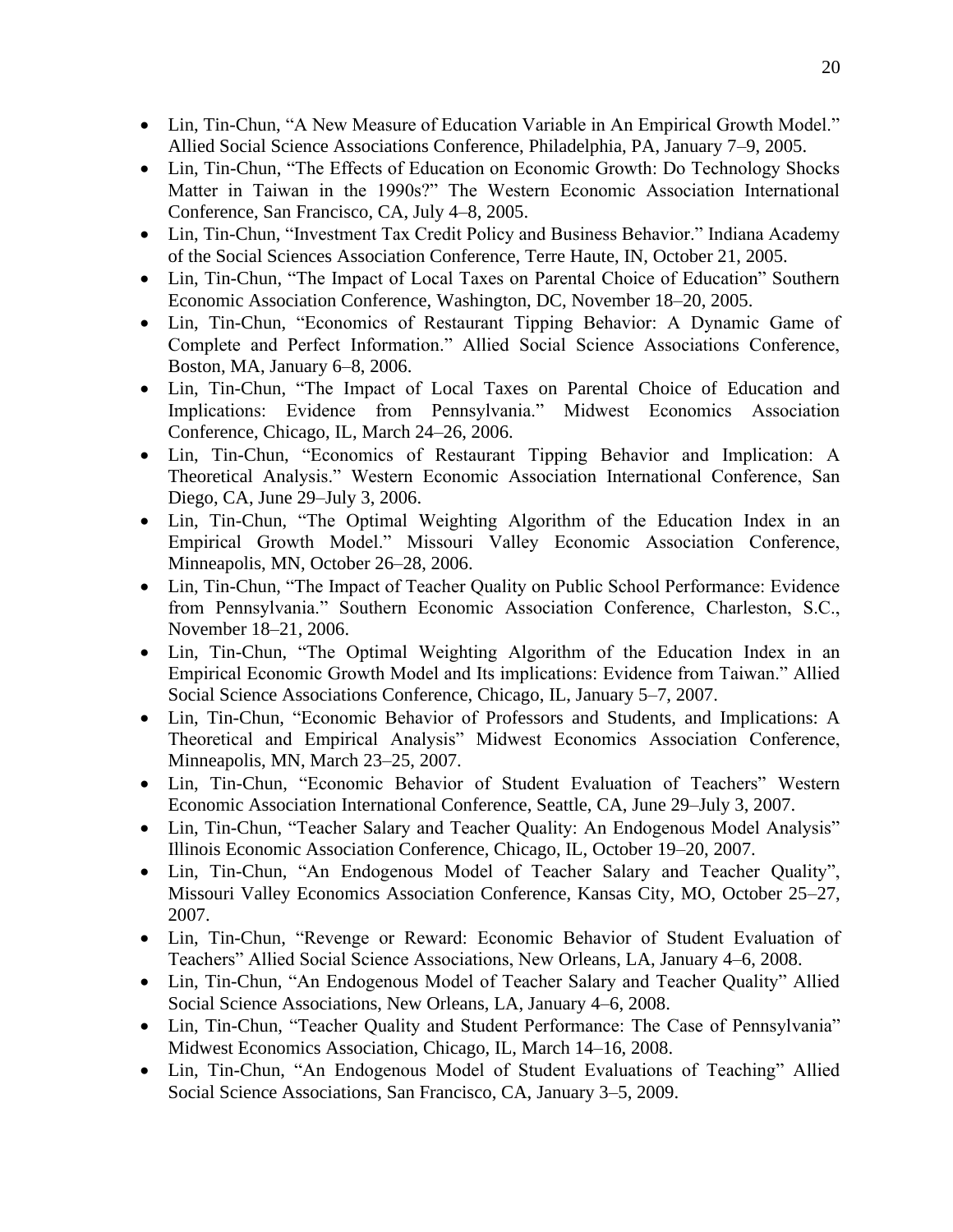- Lin, Tin-Chun, "A New Measure of Education Variable in An Empirical Growth Model." Allied Social Science Associations Conference, Philadelphia, PA, January 7–9, 2005.
- Lin, Tin-Chun, "The Effects of Education on Economic Growth: Do Technology Shocks Matter in Taiwan in the 1990s?" The Western Economic Association International Conference, San Francisco, CA, July 4–8, 2005.
- Lin, Tin-Chun, "Investment Tax Credit Policy and Business Behavior." Indiana Academy of the Social Sciences Association Conference, Terre Haute, IN, October 21, 2005.
- Lin, Tin-Chun, "The Impact of Local Taxes on Parental Choice of Education" Southern Economic Association Conference, Washington, DC, November 18–20, 2005.
- Lin, Tin-Chun, "Economics of Restaurant Tipping Behavior: A Dynamic Game of Complete and Perfect Information." Allied Social Science Associations Conference, Boston, MA, January 6–8, 2006.
- Lin, Tin-Chun, "The Impact of Local Taxes on Parental Choice of Education and Implications: Evidence from Pennsylvania." Midwest Economics Association Conference, Chicago, IL, March 24–26, 2006.
- Lin, Tin-Chun, "Economics of Restaurant Tipping Behavior and Implication: A Theoretical Analysis." Western Economic Association International Conference, San Diego, CA, June 29–July 3, 2006.
- Lin, Tin-Chun, "The Optimal Weighting Algorithm of the Education Index in an Empirical Growth Model." Missouri Valley Economic Association Conference, Minneapolis, MN, October 26–28, 2006.
- Lin, Tin-Chun, "The Impact of Teacher Quality on Public School Performance: Evidence from Pennsylvania." Southern Economic Association Conference, Charleston, S.C., November 18–21, 2006.
- Lin, Tin-Chun, "The Optimal Weighting Algorithm of the Education Index in an Empirical Economic Growth Model and Its implications: Evidence from Taiwan." Allied Social Science Associations Conference, Chicago, IL, January 5–7, 2007.
- Lin, Tin-Chun, "Economic Behavior of Professors and Students, and Implications: A Theoretical and Empirical Analysis" Midwest Economics Association Conference, Minneapolis, MN, March 23–25, 2007.
- Lin, Tin-Chun, "Economic Behavior of Student Evaluation of Teachers" Western Economic Association International Conference, Seattle, CA, June 29–July 3, 2007.
- Lin, Tin-Chun, "Teacher Salary and Teacher Quality: An Endogenous Model Analysis" Illinois Economic Association Conference, Chicago, IL, October 19–20, 2007.
- Lin, Tin-Chun, "An Endogenous Model of Teacher Salary and Teacher Quality", Missouri Valley Economics Association Conference, Kansas City, MO, October 25–27, 2007.
- Lin, Tin-Chun, "Revenge or Reward: Economic Behavior of Student Evaluation of Teachers" Allied Social Science Associations, New Orleans, LA, January 4–6, 2008.
- Lin, Tin-Chun, "An Endogenous Model of Teacher Salary and Teacher Quality" Allied Social Science Associations, New Orleans, LA, January 4–6, 2008.
- Lin, Tin-Chun, "Teacher Quality and Student Performance: The Case of Pennsylvania" Midwest Economics Association, Chicago, IL, March 14–16, 2008.
- Lin, Tin-Chun, "An Endogenous Model of Student Evaluations of Teaching" Allied Social Science Associations, San Francisco, CA, January 3–5, 2009.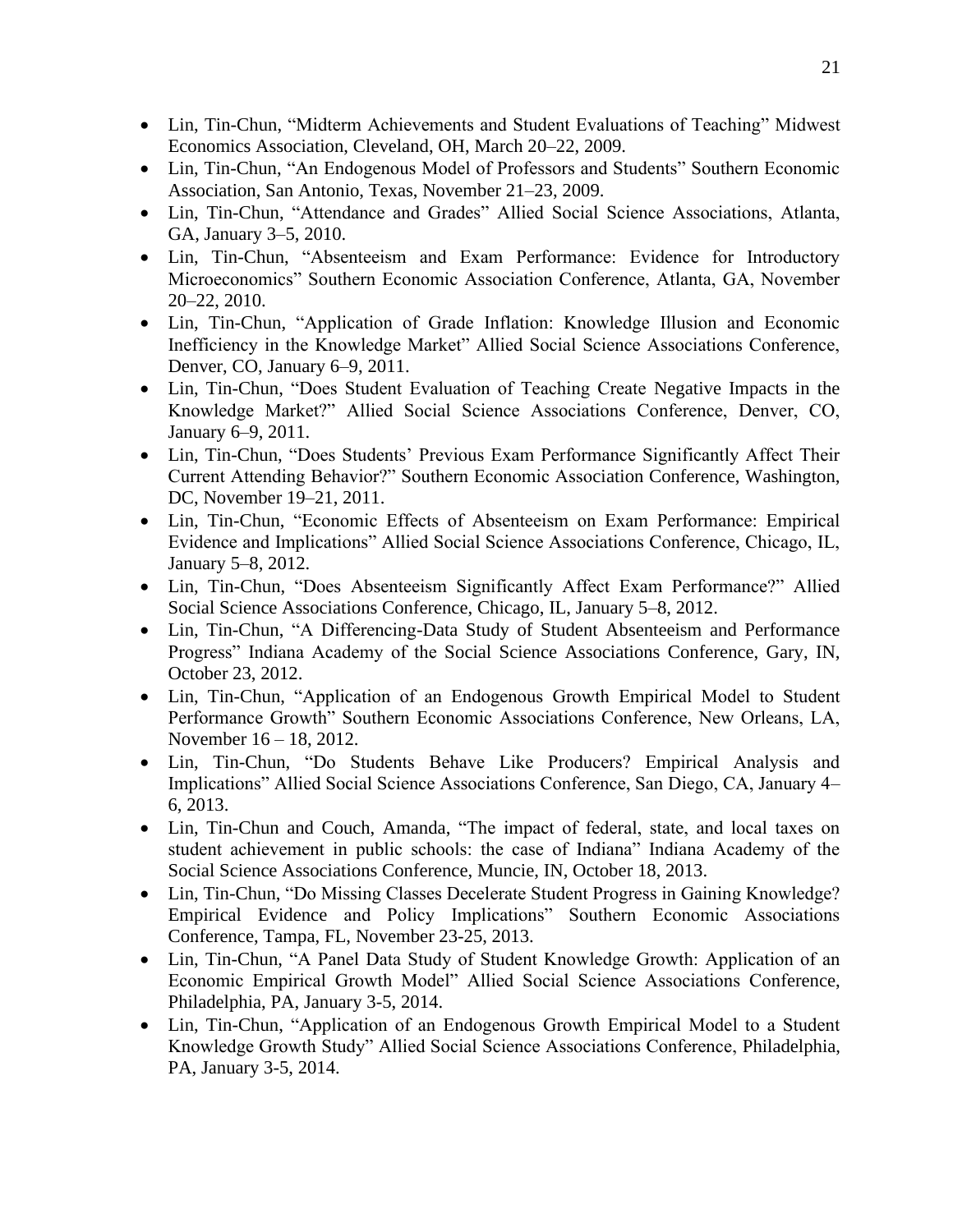- Lin, Tin-Chun, "Midterm Achievements and Student Evaluations of Teaching" Midwest Economics Association, Cleveland, OH, March 20–22, 2009.
- Lin, Tin-Chun, "An Endogenous Model of Professors and Students" Southern Economic Association, San Antonio, Texas, November 21–23, 2009.
- Lin, Tin-Chun, "Attendance and Grades" Allied Social Science Associations, Atlanta, GA, January 3–5, 2010.
- Lin, Tin-Chun, "Absenteeism and Exam Performance: Evidence for Introductory Microeconomics" Southern Economic Association Conference, Atlanta, GA, November 20–22, 2010.
- Lin, Tin-Chun, "Application of Grade Inflation: Knowledge Illusion and Economic Inefficiency in the Knowledge Market" Allied Social Science Associations Conference, Denver, CO, January 6–9, 2011.
- Lin, Tin-Chun, "Does Student Evaluation of Teaching Create Negative Impacts in the Knowledge Market?" Allied Social Science Associations Conference, Denver, CO, January 6–9, 2011.
- Lin, Tin-Chun, "Does Students' Previous Exam Performance Significantly Affect Their Current Attending Behavior?" Southern Economic Association Conference, Washington, DC, November 19–21, 2011.
- Lin, Tin-Chun, "Economic Effects of Absenteeism on Exam Performance: Empirical Evidence and Implications" Allied Social Science Associations Conference, Chicago, IL, January 5–8, 2012.
- Lin, Tin-Chun, "Does Absenteeism Significantly Affect Exam Performance?" Allied Social Science Associations Conference, Chicago, IL, January 5–8, 2012.
- Lin, Tin-Chun, "A Differencing-Data Study of Student Absenteeism and Performance Progress" Indiana Academy of the Social Science Associations Conference, Gary, IN, October 23, 2012.
- Lin, Tin-Chun, "Application of an Endogenous Growth Empirical Model to Student Performance Growth" Southern Economic Associations Conference, New Orleans, LA, November 16 – 18, 2012.
- Lin, Tin-Chun, "Do Students Behave Like Producers? Empirical Analysis and Implications" Allied Social Science Associations Conference, San Diego, CA, January 4–6, 2013.
- Lin, Tin-Chun and Couch, Amanda, "The impact of federal, state, and local taxes on student achievement in public schools: the case of Indiana" Indiana Academy of the Social Science Associations Conference, Muncie, IN, October 18, 2013.
- Lin, Tin-Chun, "Do Missing Classes Decelerate Student Progress in Gaining Knowledge? Empirical Evidence and Policy Implications" Southern Economic Associations Conference, Tampa, FL, November 23-25, 2013.
- Lin, Tin-Chun, "A Panel Data Study of Student Knowledge Growth: Application of an Economic Empirical Growth Model" Allied Social Science Associations Conference, Philadelphia, PA, January 3-5, 2014.
- Lin, Tin-Chun, "Application of an Endogenous Growth Empirical Model to a Student Knowledge Growth Study" Allied Social Science Associations Conference, Philadelphia, PA, January 3-5, 2014.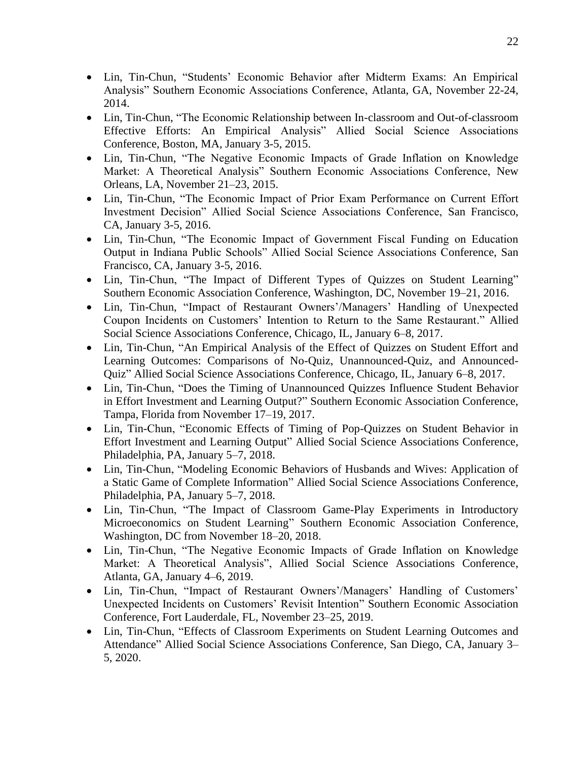- Lin, Tin-Chun, "Students' Economic Behavior after Midterm Exams: An Empirical Analysis" Southern Economic Associations Conference, Atlanta, GA, November 22-24, 2014.
- Lin, Tin-Chun, "The Economic Relationship between In-classroom and Out-of-classroom Effective Efforts: An Empirical Analysis" Allied Social Science Associations Conference, Boston, MA, January 3-5, 2015.
- Lin, Tin-Chun, "The Negative Economic Impacts of Grade Inflation on Knowledge Market: A Theoretical Analysis" Southern Economic Associations Conference, New Orleans, LA, November 21–23, 2015.
- Lin, Tin-Chun, "The Economic Impact of Prior Exam Performance on Current Effort Investment Decision" Allied Social Science Associations Conference, San Francisco, CA, January 3-5, 2016.
- Lin, Tin-Chun, "The Economic Impact of Government Fiscal Funding on Education Output in Indiana Public Schools" Allied Social Science Associations Conference, San Francisco, CA, January 3-5, 2016.
- Lin, Tin-Chun, "The Impact of Different Types of Quizzes on Student Learning" Southern Economic Association Conference, Washington, DC, November 19–21, 2016.
- Lin, Tin-Chun, "Impact of Restaurant Owners'/Managers' Handling of Unexpected Coupon Incidents on Customers' Intention to Return to the Same Restaurant." Allied Social Science Associations Conference, Chicago, IL, January 6–8, 2017.
- Lin, Tin-Chun, "An Empirical Analysis of the Effect of Quizzes on Student Effort and Learning Outcomes: Comparisons of No-Quiz, Unannounced-Quiz, and Announced-Quiz" Allied Social Science Associations Conference, Chicago, IL, January 6–8, 2017.
- Lin, Tin-Chun, "Does the Timing of Unannounced Quizzes Influence Student Behavior in Effort Investment and Learning Output?" Southern Economic Association Conference, Tampa, Florida from November 17–19, 2017.
- Lin, Tin-Chun, "Economic Effects of Timing of Pop-Quizzes on Student Behavior in Effort Investment and Learning Output" Allied Social Science Associations Conference, Philadelphia, PA, January 5–7, 2018.
- Lin, Tin-Chun, "Modeling Economic Behaviors of Husbands and Wives: Application of a Static Game of Complete Information" Allied Social Science Associations Conference, Philadelphia, PA, January 5–7, 2018.
- Lin, Tin-Chun, "The Impact of Classroom Game-Play Experiments in Introductory Microeconomics on Student Learning" Southern Economic Association Conference, Washington, DC from November 18–20, 2018.
- Lin, Tin-Chun, "The Negative Economic Impacts of Grade Inflation on Knowledge Market: A Theoretical Analysis", Allied Social Science Associations Conference, Atlanta, GA, January 4–6, 2019.
- Lin, Tin-Chun, "Impact of Restaurant Owners'/Managers' Handling of Customers' Unexpected Incidents on Customers' Revisit Intention" Southern Economic Association Conference, Fort Lauderdale, FL, November 23–25, 2019.
- Lin, Tin-Chun, "Effects of Classroom Experiments on Student Learning Outcomes and Attendance" Allied Social Science Associations Conference, San Diego, CA, January 3–5, 2020.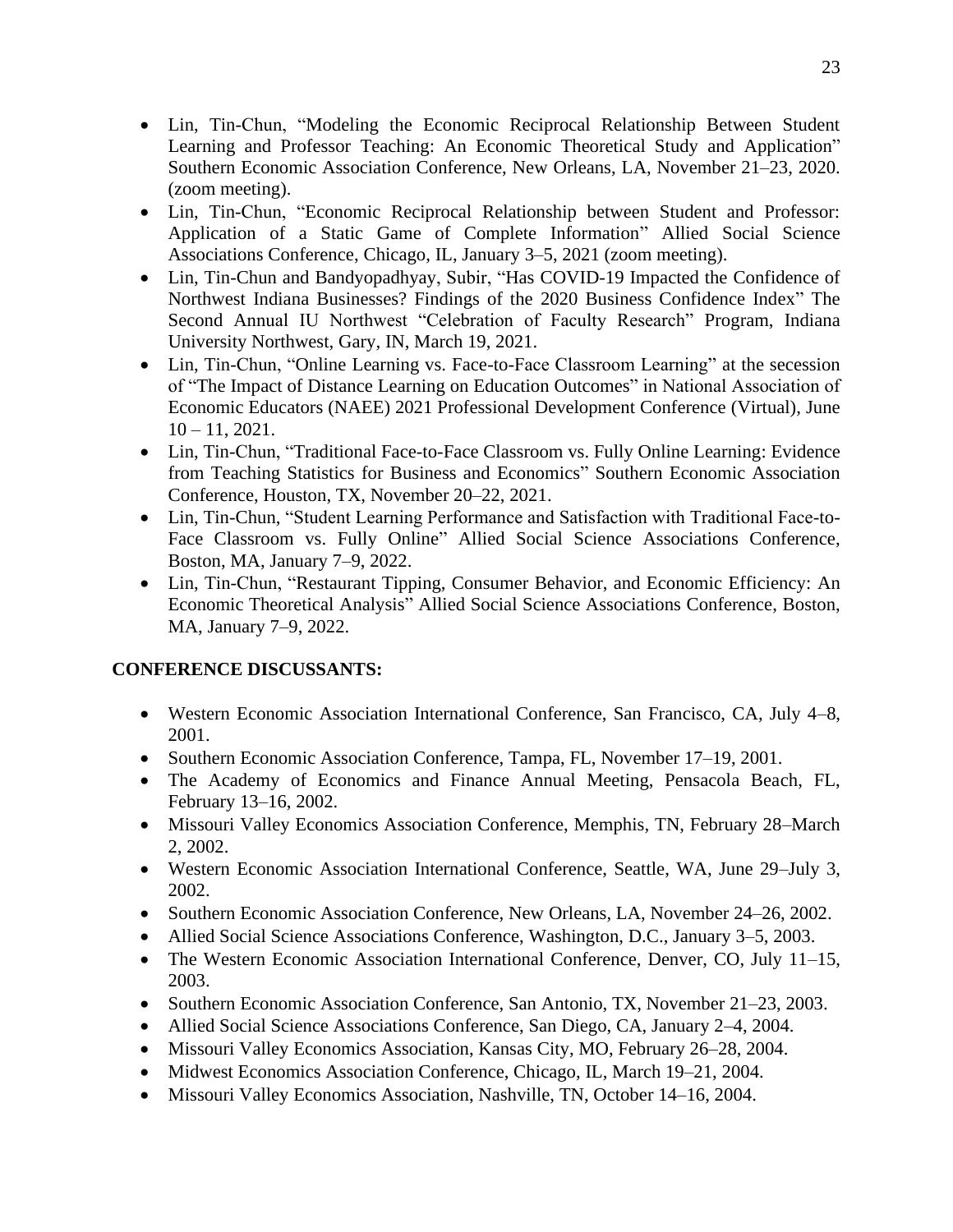- Lin, Tin-Chun, "Modeling the Economic Reciprocal Relationship Between Student Learning and Professor Teaching: An Economic Theoretical Study and Application" Southern Economic Association Conference, New Orleans, LA, November 21–23, 2020. (zoom meeting).
- Lin, Tin-Chun, "Economic Reciprocal Relationship between Student and Professor: Application of a Static Game of Complete Information" Allied Social Science Associations Conference, Chicago, IL, January 3–5, 2021 (zoom meeting).
- Lin, Tin-Chun and Bandyopadhyay, Subir, "Has COVID-19 Impacted the Confidence of Northwest Indiana Businesses? Findings of the 2020 Business Confidence Index" The Second Annual IU Northwest "Celebration of Faculty Research" Program, Indiana University Northwest, Gary, IN, March 19, 2021.
- Lin, Tin-Chun, "Online Learning vs. Face-to-Face Classroom Learning" at the secession of "The Impact of Distance Learning on Education Outcomes" in National Association of Economic Educators (NAEE) 2021 Professional Development Conference (Virtual), June 10 – 11, 2021.
- Lin, Tin-Chun, "Traditional Face-to-Face Classroom vs. Fully Online Learning: Evidence from Teaching Statistics for Business and Economics" Southern Economic Association Conference, Houston, TX, November 20–22, 2021.
- Lin, Tin-Chun, "Student Learning Performance and Satisfaction with Traditional Face-to-Face Classroom vs. Fully Online" Allied Social Science Associations Conference, Boston, MA, January 7–9, 2022.
- Lin, Tin-Chun, "Restaurant Tipping, Consumer Behavior, and Economic Efficiency: An Economic Theoretical Analysis" Allied Social Science Associations Conference, Boston, MA, January 7–9, 2022.

**CONFERENCE DISCUSSANTS:**

- Western Economic Association International Conference, San Francisco, CA, July 4–8, 2001.
- Southern Economic Association Conference, Tampa, FL, November 17–19, 2001.
- The Academy of Economics and Finance Annual Meeting, Pensacola Beach, FL, February 13–16, 2002.
- Missouri Valley Economics Association Conference, Memphis, TN, February 28–March 2, 2002.
- Western Economic Association International Conference, Seattle, WA, June 29–July 3, 2002.
- Southern Economic Association Conference, New Orleans, LA, November 24–26, 2002.
- Allied Social Science Associations Conference, Washington, D.C., January 3–5, 2003.
- The Western Economic Association International Conference, Denver, CO, July 11–15, 2003.
- Southern Economic Association Conference, San Antonio, TX, November 21–23, 2003.
- Allied Social Science Associations Conference, San Diego, CA, January 2–4, 2004.
- Missouri Valley Economics Association, Kansas City, MO, February 26–28, 2004.
- Midwest Economics Association Conference, Chicago, IL, March 19–21, 2004.
- Missouri Valley Economics Association, Nashville, TN, October 14–16, 2004.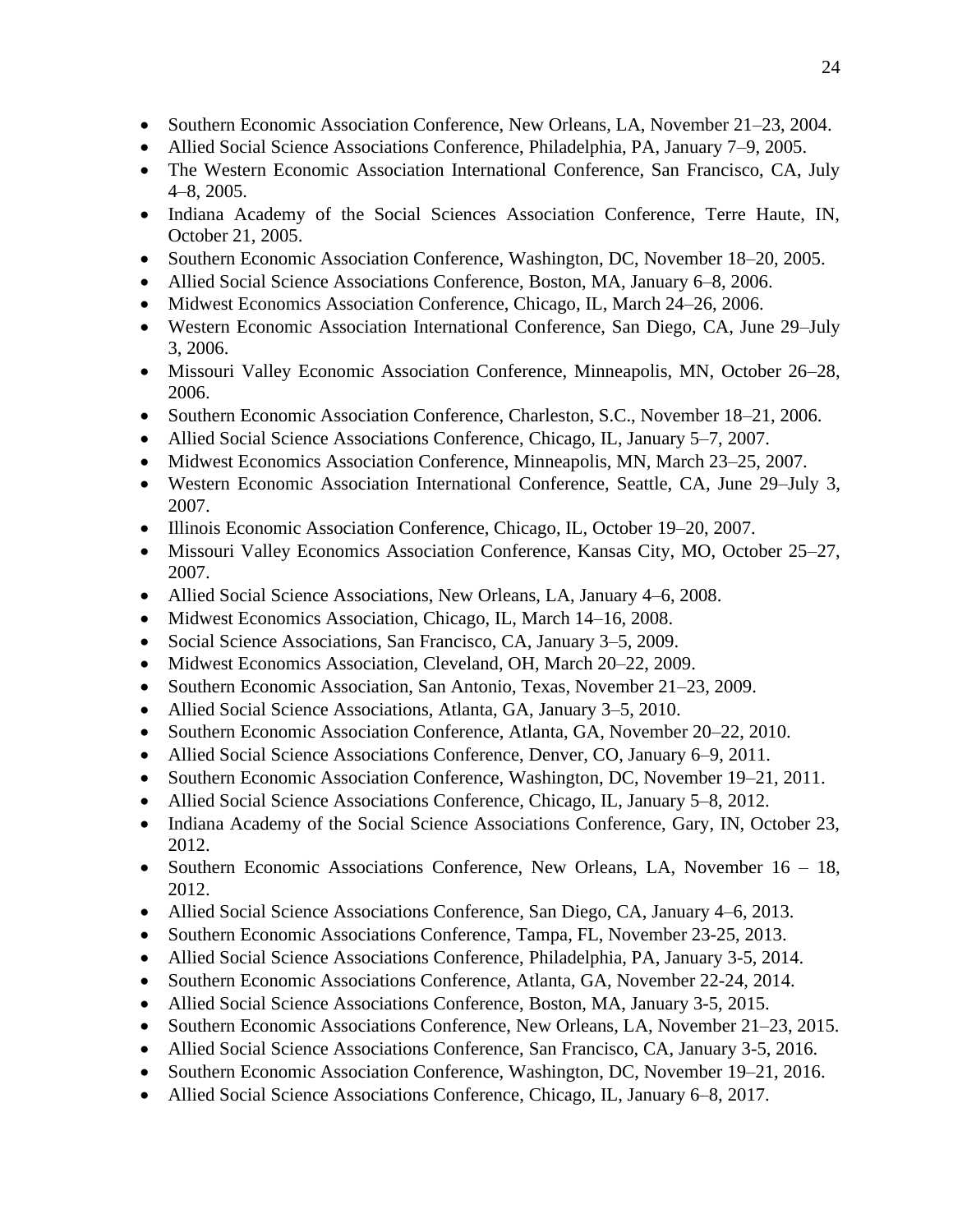- Southern Economic Association Conference, New Orleans, LA, November 21–23, 2004.
- Allied Social Science Associations Conference, Philadelphia, PA, January 7–9, 2005.
- The Western Economic Association International Conference, San Francisco, CA, July 4–8, 2005.
- Indiana Academy of the Social Sciences Association Conference, Terre Haute, IN, October 21, 2005.
- Southern Economic Association Conference, Washington, DC, November 18–20, 2005.
- Allied Social Science Associations Conference, Boston, MA, January 6–8, 2006.
- Midwest Economics Association Conference, Chicago, IL, March 24–26, 2006.
- Western Economic Association International Conference, San Diego, CA, June 29–July 3, 2006.
- Missouri Valley Economic Association Conference, Minneapolis, MN, October 26–28, 2006.
- Southern Economic Association Conference, Charleston, S.C., November 18–21, 2006.
- Allied Social Science Associations Conference, Chicago, IL, January 5–7, 2007.
- Midwest Economics Association Conference, Minneapolis, MN, March 23–25, 2007.
- Western Economic Association International Conference, Seattle, CA, June 29–July 3, 2007.
- Illinois Economic Association Conference, Chicago, IL, October 19–20, 2007.
- Missouri Valley Economics Association Conference, Kansas City, MO, October 25–27, 2007.
- Allied Social Science Associations, New Orleans, LA, January 4–6, 2008.
- Midwest Economics Association, Chicago, IL, March 14–16, 2008.
- Social Science Associations, San Francisco, CA, January 3–5, 2009.
- Midwest Economics Association, Cleveland, OH, March 20–22, 2009.
- Southern Economic Association, San Antonio, Texas, November 21–23, 2009.
- Allied Social Science Associations, Atlanta, GA, January 3–5, 2010.
- Southern Economic Association Conference, Atlanta, GA, November 20–22, 2010.
- Allied Social Science Associations Conference, Denver, CO, January 6–9, 2011.
- Southern Economic Association Conference, Washington, DC, November 19–21, 2011.
- Allied Social Science Associations Conference, Chicago, IL, January 5–8, 2012.
- Indiana Academy of the Social Science Associations Conference, Gary, IN, October 23, 2012.
- Southern Economic Associations Conference, New Orleans, LA, November 16 – 18, 2012.
- Allied Social Science Associations Conference, San Diego, CA, January 4–6, 2013.
- Southern Economic Associations Conference, Tampa, FL, November 23-25, 2013.
- Allied Social Science Associations Conference, Philadelphia, PA, January 3-5, 2014.
- Southern Economic Associations Conference, Atlanta, GA, November 22-24, 2014.
- Allied Social Science Associations Conference, Boston, MA, January 3-5, 2015.
- Southern Economic Associations Conference, New Orleans, LA, November 21–23, 2015.
- Allied Social Science Associations Conference, San Francisco, CA, January 3-5, 2016.
- Southern Economic Association Conference, Washington, DC, November 19–21, 2016.
- Allied Social Science Associations Conference, Chicago, IL, January 6–8, 2017.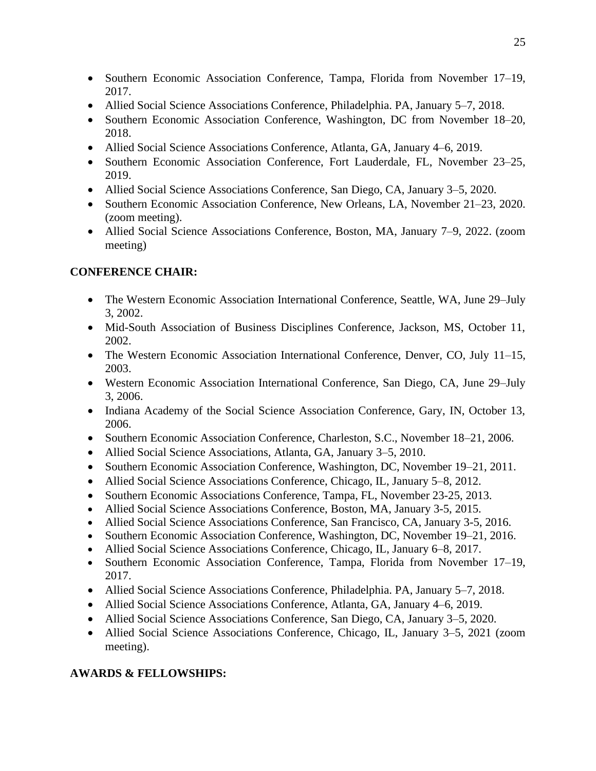- Southern Economic Association Conference, Tampa, Florida from November 17–19, 2017.
- Allied Social Science Associations Conference, Philadelphia. PA, January 5–7, 2018.
- Southern Economic Association Conference, Washington, DC from November 18–20, 2018.
- Allied Social Science Associations Conference, Atlanta, GA, January 4–6, 2019.
- Southern Economic Association Conference, Fort Lauderdale, FL, November 23–25, 2019.
- Allied Social Science Associations Conference, San Diego, CA, January 3–5, 2020.
- Southern Economic Association Conference, New Orleans, LA, November 21–23, 2020. (zoom meeting).
- Allied Social Science Associations Conference, Boston, MA, January 7–9, 2022. (zoom meeting)

**CONFERENCE CHAIR:**

- The Western Economic Association International Conference, Seattle, WA, June 29–July 3, 2002.
- Mid-South Association of Business Disciplines Conference, Jackson, MS, October 11, 2002.
- The Western Economic Association International Conference, Denver, CO, July 11–15, 2003.
- Western Economic Association International Conference, San Diego, CA, June 29–July 3, 2006.
- Indiana Academy of the Social Science Association Conference, Gary, IN, October 13, 2006.
- Southern Economic Association Conference, Charleston, S.C., November 18–21, 2006.
- Allied Social Science Associations, Atlanta, GA, January 3–5, 2010.
- Southern Economic Association Conference, Washington, DC, November 19–21, 2011.
- Allied Social Science Associations Conference, Chicago, IL, January 5–8, 2012.
- Southern Economic Associations Conference, Tampa, FL, November 23-25, 2013.
- Allied Social Science Associations Conference, Boston, MA, January 3-5, 2015.
- Allied Social Science Associations Conference, San Francisco, CA, January 3-5, 2016.
- Southern Economic Association Conference, Washington, DC, November 19–21, 2016.
- Allied Social Science Associations Conference, Chicago, IL, January 6–8, 2017.
- Southern Economic Association Conference, Tampa, Florida from November 17–19, 2017.
- Allied Social Science Associations Conference, Philadelphia. PA, January 5–7, 2018.
- Allied Social Science Associations Conference, Atlanta, GA, January 4–6, 2019.
- Allied Social Science Associations Conference, San Diego, CA, January 3–5, 2020.
- Allied Social Science Associations Conference, Chicago, IL, January 3–5, 2021 (zoom meeting).

**AWARDS & FELLOWSHIPS:**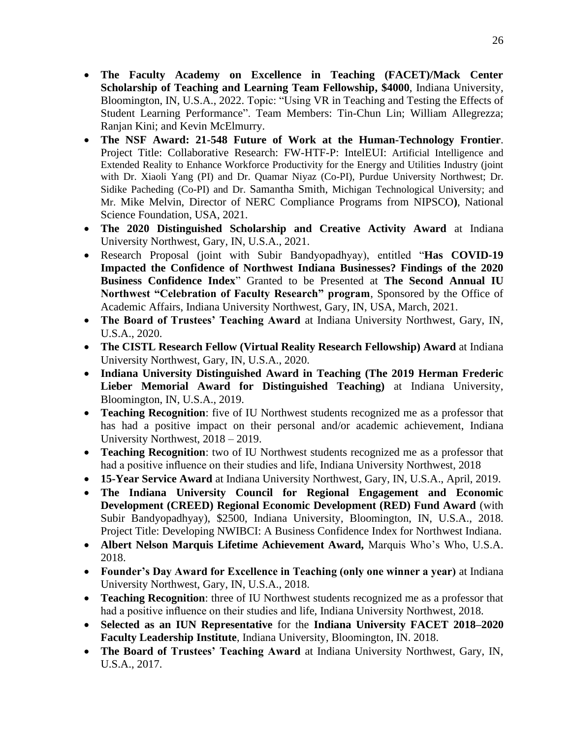- **The Faculty Academy on Excellence in Teaching (FACET)/Mack Center Scholarship of Teaching and Learning Team Fellowship, $4000**, Indiana University, Bloomington, IN, U.S.A., 2022. Topic: "Using VR in Teaching and Testing the Effects of Student Learning Performance". Team Members: Tin-Chun Lin; William Allegrezza; Ranjan Kini; and Kevin McElmurry.
- **The NSF Award: 21-548 Future of Work at the Human-Technology Frontier**. Project Title: Collaborative Research: FW-HTF-P: IntelEUI: Artificial Intelligence and Extended Reality to Enhance Workforce Productivity for the Energy and Utilities Industry (joint with Dr. Xiaoli Yang (PI) and Dr. Quamar Niyaz (Co-PI), Purdue University Northwest; Dr. Sidike Pacheding (Co-PI) and Dr. Samantha Smith, Michigan Technological University; and Mr. Mike Melvin, Director of NERC Compliance Programs from NIPSCO**)**, National Science Foundation, USA, 2021.
- **The 2020 Distinguished Scholarship and Creative Activity Award** at Indiana University Northwest, Gary, IN, U.S.A., 2021.
- Research Proposal (joint with Subir Bandyopadhyay), entitled "**Has COVID-19 Impacted the Confidence of Northwest Indiana Businesses? Findings of the 2020 Business Confidence Index**" Granted to be Presented at **The Second Annual IU Northwest "Celebration of Faculty Research" program**, Sponsored by the Office of Academic Affairs, Indiana University Northwest, Gary, IN, USA, March, 2021.
- **The Board of Trustees' Teaching Award** at Indiana University Northwest, Gary, IN, U.S.A., 2020.
- **The CISTL Research Fellow (Virtual Reality Research Fellowship) Award** at Indiana University Northwest, Gary, IN, U.S.A., 2020.
- **Indiana University Distinguished Award in Teaching (The 2019 Herman Frederic Lieber Memorial Award for Distinguished Teaching)** at Indiana University, Bloomington, IN, U.S.A., 2019.
- **Teaching Recognition**: five of IU Northwest students recognized me as a professor that has had a positive impact on their personal and/or academic achievement, Indiana University Northwest, 2018 – 2019.
- **Teaching Recognition**: two of IU Northwest students recognized me as a professor that had a positive influence on their studies and life, Indiana University Northwest, 2018
- **15-Year Service Award** at Indiana University Northwest, Gary, IN, U.S.A., April, 2019.
- **The Indiana University Council for Regional Engagement and Economic Development (CREED) Regional Economic Development (RED) Fund Award** (with Subir Bandyopadhyay), $2500, Indiana University, Bloomington, IN, U.S.A., 2018. Project Title: Developing NWIBCI: A Business Confidence Index for Northwest Indiana.
- **Albert Nelson Marquis Lifetime Achievement Award,** Marquis Who's Who, U.S.A. 2018.
- **Founder's Day Award for Excellence in Teaching (only one winner a year)** at Indiana University Northwest, Gary, IN, U.S.A., 2018.
- **Teaching Recognition**: three of IU Northwest students recognized me as a professor that had a positive influence on their studies and life, Indiana University Northwest, 2018.
- **Selected as an IUN Representative** for the **Indiana University FACET 2018–2020 Faculty Leadership Institute**, Indiana University, Bloomington, IN. 2018.
- **The Board of Trustees' Teaching Award** at Indiana University Northwest, Gary, IN, U.S.A., 2017.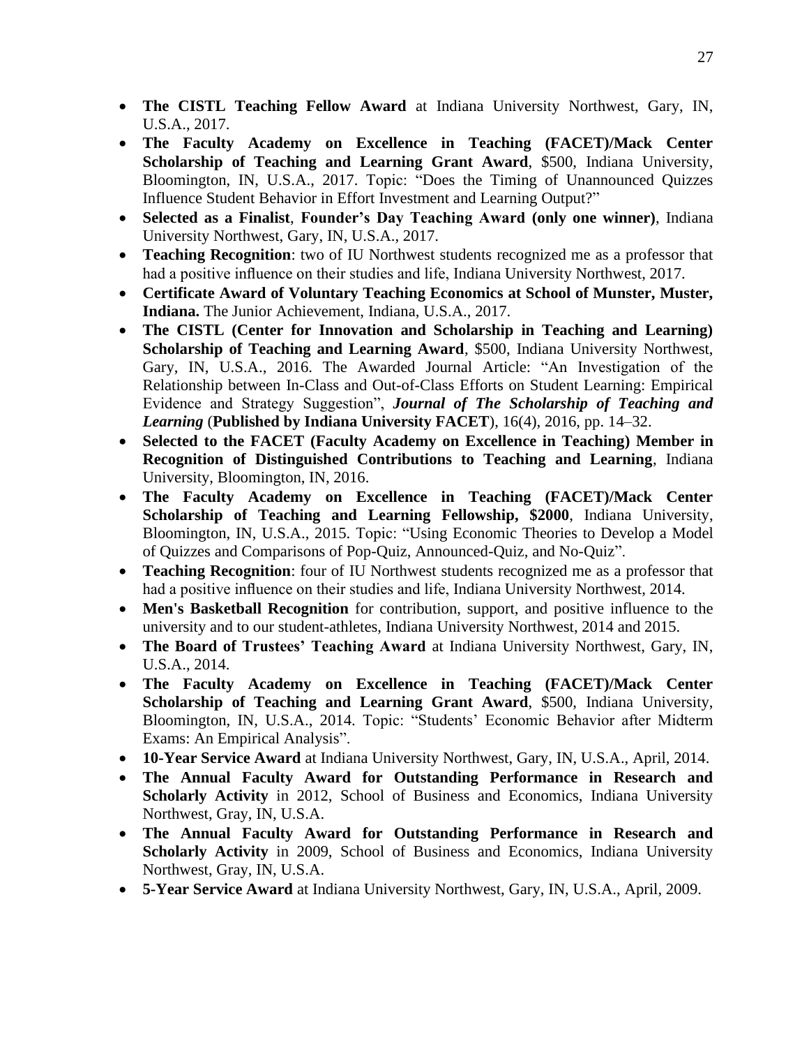- **The CISTL Teaching Fellow Award** at Indiana University Northwest, Gary, IN, U.S.A., 2017.
- **The Faculty Academy on Excellence in Teaching (FACET)/Mack Center Scholarship of Teaching and Learning Grant Award**, $500, Indiana University, Bloomington, IN, U.S.A., 2017. Topic: "Does the Timing of Unannounced Quizzes Influence Student Behavior in Effort Investment and Learning Output?"
- **Selected as a Finalist**, **Founder's Day Teaching Award (only one winner)**, Indiana University Northwest, Gary, IN, U.S.A., 2017.
- **Teaching Recognition**: two of IU Northwest students recognized me as a professor that had a positive influence on their studies and life, Indiana University Northwest, 2017.
- **Certificate Award of Voluntary Teaching Economics at School of Munster, Muster, Indiana.** The Junior Achievement, Indiana, U.S.A., 2017.
- **The CISTL (Center for Innovation and Scholarship in Teaching and Learning) Scholarship of Teaching and Learning Award**, $500, Indiana University Northwest, Gary, IN, U.S.A., 2016. The Awarded Journal Article: "An Investigation of the Relationship between In-Class and Out-of-Class Efforts on Student Learning: Empirical Evidence and Strategy Suggestion", ***Journal of The Scholarship of Teaching and Learning*** (**Published by Indiana University FACET**), 16(4), 2016, pp. 14–32.
- **Selected to the FACET (Faculty Academy on Excellence in Teaching) Member in Recognition of Distinguished Contributions to Teaching and Learning**, Indiana University, Bloomington, IN, 2016.
- **The Faculty Academy on Excellence in Teaching (FACET)/Mack Center Scholarship of Teaching and Learning Fellowship, $2000**, Indiana University, Bloomington, IN, U.S.A., 2015. Topic: "Using Economic Theories to Develop a Model of Quizzes and Comparisons of Pop-Quiz, Announced-Quiz, and No-Quiz".
- **Teaching Recognition**: four of IU Northwest students recognized me as a professor that had a positive influence on their studies and life, Indiana University Northwest, 2014.
- **Men's Basketball Recognition** for contribution, support, and positive influence to the university and to our student-athletes, Indiana University Northwest, 2014 and 2015.
- **The Board of Trustees' Teaching Award** at Indiana University Northwest, Gary, IN, U.S.A., 2014.
- **The Faculty Academy on Excellence in Teaching (FACET)/Mack Center Scholarship of Teaching and Learning Grant Award**, $500, Indiana University, Bloomington, IN, U.S.A., 2014. Topic: "Students' Economic Behavior after Midterm Exams: An Empirical Analysis".
- **10-Year Service Award** at Indiana University Northwest, Gary, IN, U.S.A., April, 2014.
- **The Annual Faculty Award for Outstanding Performance in Research and Scholarly Activity** in 2012, School of Business and Economics, Indiana University Northwest, Gray, IN, U.S.A.
- **The Annual Faculty Award for Outstanding Performance in Research and Scholarly Activity** in 2009, School of Business and Economics, Indiana University Northwest, Gray, IN, U.S.A.
- **5-Year Service Award** at Indiana University Northwest, Gary, IN, U.S.A., April, 2009.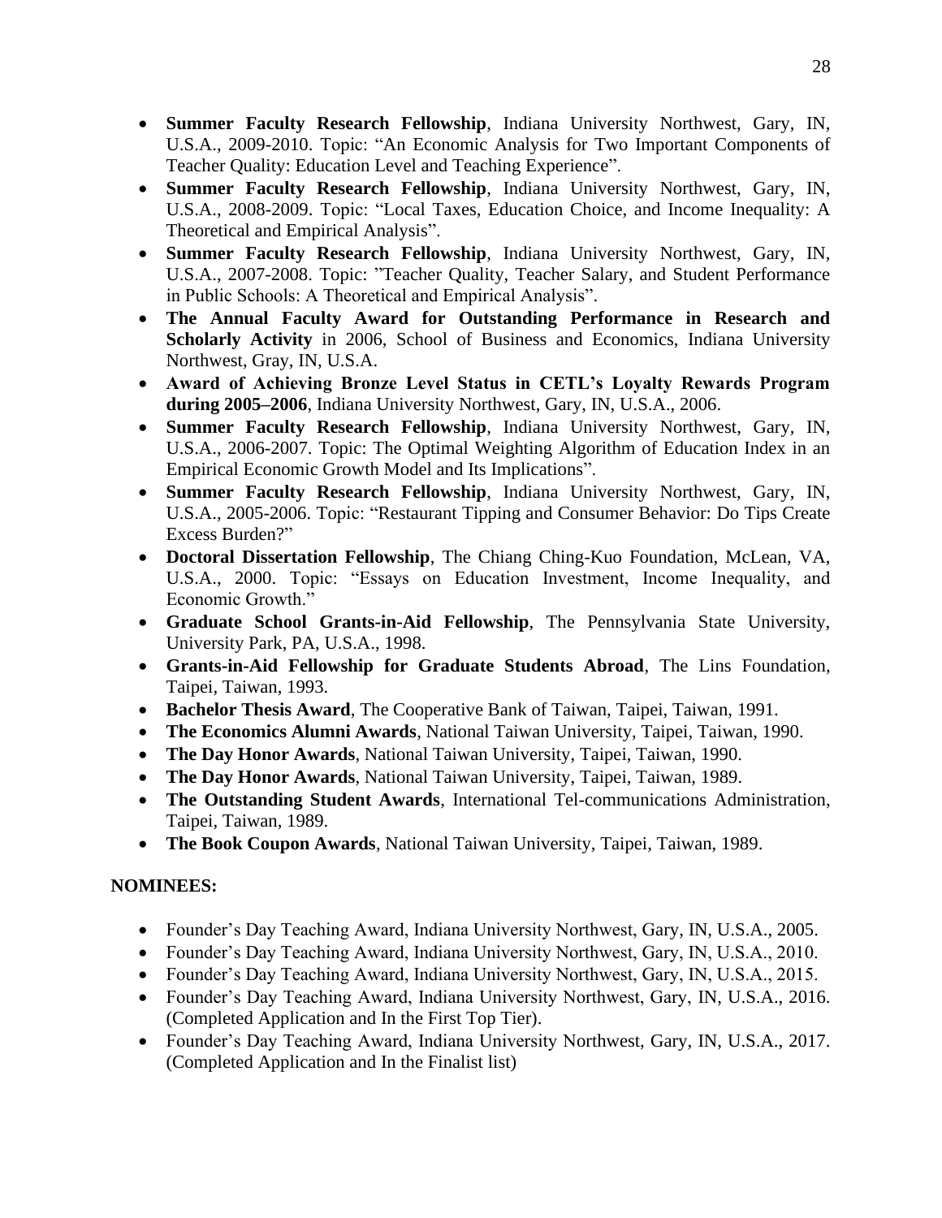- **Summer Faculty Research Fellowship**, Indiana University Northwest, Gary, IN, U.S.A., 2009-2010. Topic: "An Economic Analysis for Two Important Components of Teacher Quality: Education Level and Teaching Experience".
- **Summer Faculty Research Fellowship**, Indiana University Northwest, Gary, IN, U.S.A., 2008-2009. Topic: "Local Taxes, Education Choice, and Income Inequality: A Theoretical and Empirical Analysis".
- **Summer Faculty Research Fellowship**, Indiana University Northwest, Gary, IN, U.S.A., 2007-2008. Topic: "Teacher Quality, Teacher Salary, and Student Performance in Public Schools: A Theoretical and Empirical Analysis".
- **The Annual Faculty Award for Outstanding Performance in Research and Scholarly Activity** in 2006, School of Business and Economics, Indiana University Northwest, Gray, IN, U.S.A.
- **Award of Achieving Bronze Level Status in CETL's Loyalty Rewards Program during 2005–2006**, Indiana University Northwest, Gary, IN, U.S.A., 2006.
- **Summer Faculty Research Fellowship**, Indiana University Northwest, Gary, IN, U.S.A., 2006-2007. Topic: The Optimal Weighting Algorithm of Education Index in an Empirical Economic Growth Model and Its Implications".
- **Summer Faculty Research Fellowship**, Indiana University Northwest, Gary, IN, U.S.A., 2005-2006. Topic: "Restaurant Tipping and Consumer Behavior: Do Tips Create Excess Burden?"
- **Doctoral Dissertation Fellowship**, The Chiang Ching-Kuo Foundation, McLean, VA, U.S.A., 2000. Topic: "Essays on Education Investment, Income Inequality, and Economic Growth."
- **Graduate School Grants-in-Aid Fellowship**, The Pennsylvania State University, University Park, PA, U.S.A., 1998.
- **Grants-in-Aid Fellowship for Graduate Students Abroad**, The Lins Foundation, Taipei, Taiwan, 1993.
- **Bachelor Thesis Award**, The Cooperative Bank of Taiwan, Taipei, Taiwan, 1991.
- **The Economics Alumni Awards**, National Taiwan University, Taipei, Taiwan, 1990.
- **The Day Honor Awards**, National Taiwan University, Taipei, Taiwan, 1990.
- **The Day Honor Awards**, National Taiwan University, Taipei, Taiwan, 1989.
- **The Outstanding Student Awards**, International Tel-communications Administration, Taipei, Taiwan, 1989.
- **The Book Coupon Awards**, National Taiwan University, Taipei, Taiwan, 1989.

**NOMINEES:**

- Founder's Day Teaching Award, Indiana University Northwest, Gary, IN, U.S.A., 2005.
- Founder's Day Teaching Award, Indiana University Northwest, Gary, IN, U.S.A., 2010.
- Founder's Day Teaching Award, Indiana University Northwest, Gary, IN, U.S.A., 2015.
- Founder's Day Teaching Award, Indiana University Northwest, Gary, IN, U.S.A., 2016. (Completed Application and In the First Top Tier).
- Founder's Day Teaching Award, Indiana University Northwest, Gary, IN, U.S.A., 2017. (Completed Application and In the Finalist list)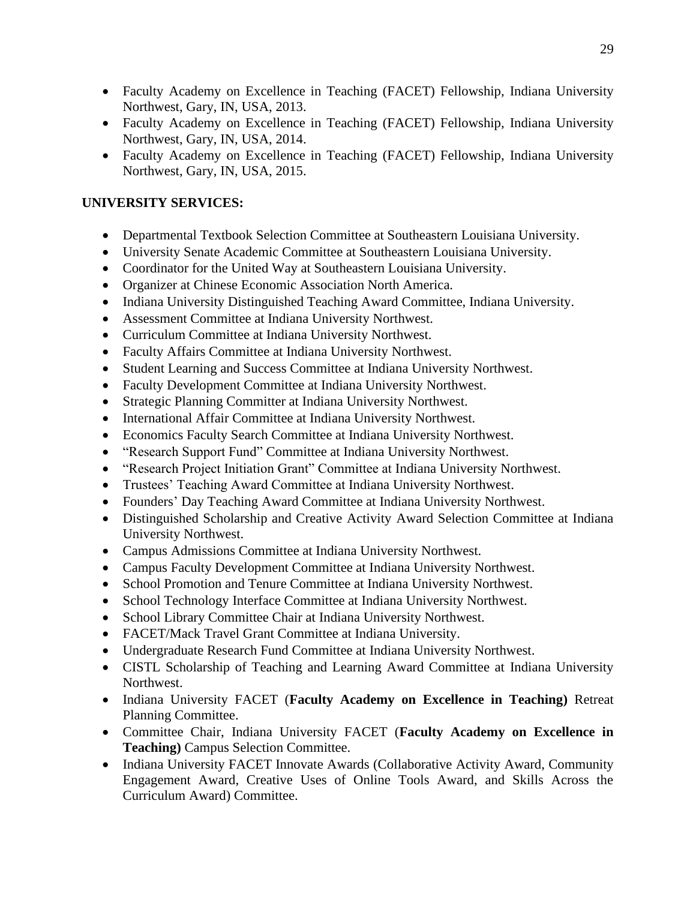- Faculty Academy on Excellence in Teaching (FACET) Fellowship, Indiana University Northwest, Gary, IN, USA, 2013.
- Faculty Academy on Excellence in Teaching (FACET) Fellowship, Indiana University Northwest, Gary, IN, USA, 2014.
- Faculty Academy on Excellence in Teaching (FACET) Fellowship, Indiana University Northwest, Gary, IN, USA, 2015.

**UNIVERSITY SERVICES:**

- Departmental Textbook Selection Committee at Southeastern Louisiana University.
- University Senate Academic Committee at Southeastern Louisiana University.
- Coordinator for the United Way at Southeastern Louisiana University.
- Organizer at Chinese Economic Association North America.
- Indiana University Distinguished Teaching Award Committee, Indiana University.
- Assessment Committee at Indiana University Northwest.
- Curriculum Committee at Indiana University Northwest.
- Faculty Affairs Committee at Indiana University Northwest.
- Student Learning and Success Committee at Indiana University Northwest.
- Faculty Development Committee at Indiana University Northwest.
- Strategic Planning Committer at Indiana University Northwest.
- International Affair Committee at Indiana University Northwest.
- Economics Faculty Search Committee at Indiana University Northwest.
- "Research Support Fund" Committee at Indiana University Northwest.
- "Research Project Initiation Grant" Committee at Indiana University Northwest.
- Trustees' Teaching Award Committee at Indiana University Northwest.
- Founders' Day Teaching Award Committee at Indiana University Northwest.
- Distinguished Scholarship and Creative Activity Award Selection Committee at Indiana University Northwest.
- Campus Admissions Committee at Indiana University Northwest.
- Campus Faculty Development Committee at Indiana University Northwest.
- School Promotion and Tenure Committee at Indiana University Northwest.
- School Technology Interface Committee at Indiana University Northwest.
- School Library Committee Chair at Indiana University Northwest.
- FACET/Mack Travel Grant Committee at Indiana University.
- Undergraduate Research Fund Committee at Indiana University Northwest.
- CISTL Scholarship of Teaching and Learning Award Committee at Indiana University Northwest.
- Indiana University FACET (**Faculty Academy on Excellence in Teaching)** Retreat Planning Committee.
- Committee Chair, Indiana University FACET (**Faculty Academy on Excellence in Teaching)** Campus Selection Committee.
- Indiana University FACET Innovate Awards (Collaborative Activity Award, Community Engagement Award, Creative Uses of Online Tools Award, and Skills Across the Curriculum Award) Committee.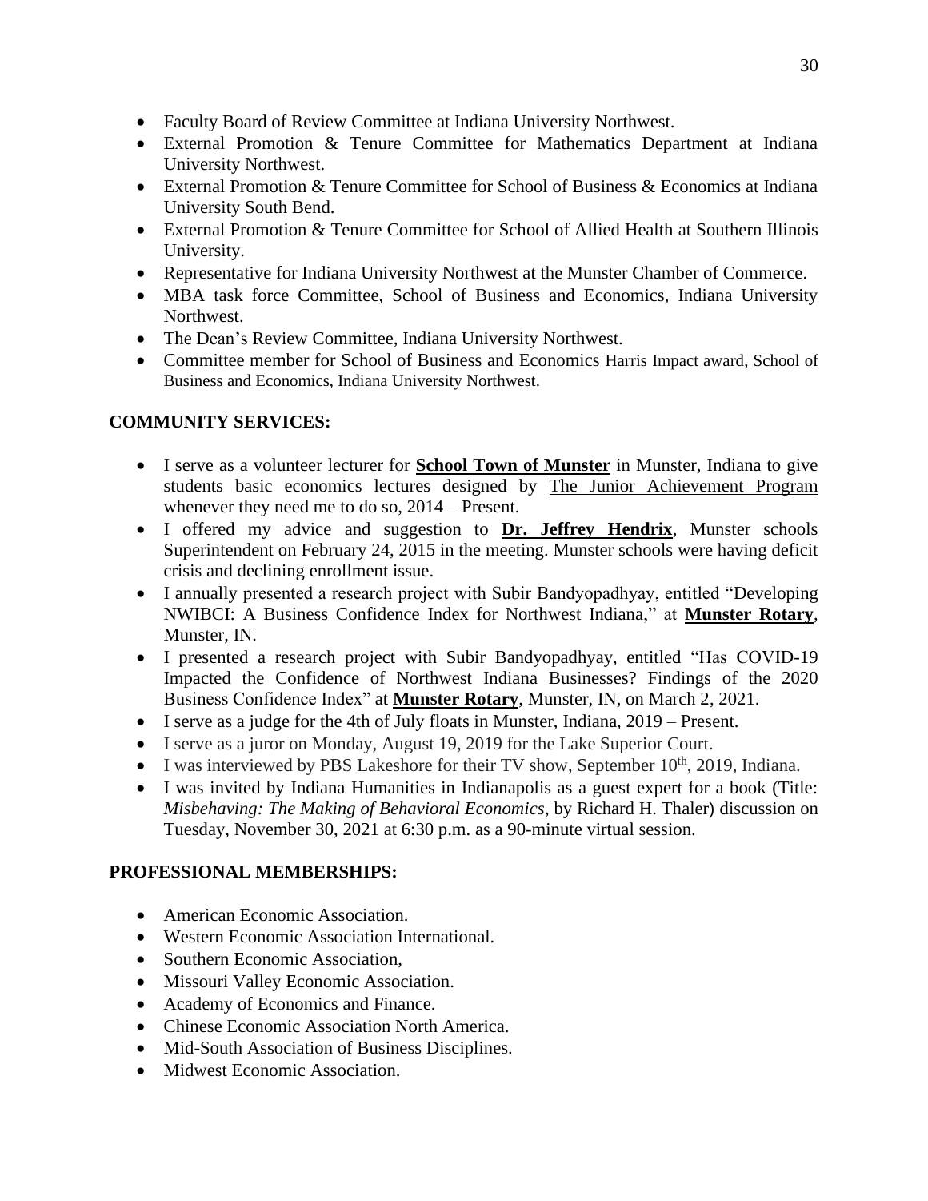- Faculty Board of Review Committee at Indiana University Northwest.
- External Promotion & Tenure Committee for Mathematics Department at Indiana University Northwest.
- External Promotion & Tenure Committee for School of Business & Economics at Indiana University South Bend.
- External Promotion & Tenure Committee for School of Allied Health at Southern Illinois University.
- Representative for Indiana University Northwest at the Munster Chamber of Commerce.
- MBA task force Committee, School of Business and Economics, Indiana University Northwest.
- The Dean's Review Committee, Indiana University Northwest.
- Committee member for School of Business and Economics Harris Impact award, School of Business and Economics, Indiana University Northwest.

**COMMUNITY SERVICES:**

- I serve as a volunteer lecturer for **School Town of Munster** in Munster, Indiana to give students basic economics lectures designed by The Junior Achievement Program whenever they need me to do so, 2014 – Present.
- I offered my advice and suggestion to **Dr. Jeffrey Hendrix**, Munster schools Superintendent on February 24, 2015 in the meeting. Munster schools were having deficit crisis and declining enrollment issue.
- I annually presented a research project with Subir Bandyopadhyay, entitled "Developing NWIBCI: A Business Confidence Index for Northwest Indiana," at **Munster Rotary**, Munster, IN.
- I presented a research project with Subir Bandyopadhyay, entitled "Has COVID-19 Impacted the Confidence of Northwest Indiana Businesses? Findings of the 2020 Business Confidence Index" at **Munster Rotary**, Munster, IN, on March 2, 2021.
- I serve as a judge for the 4th of July floats in Munster, Indiana, 2019 – Present.
- I serve as a juror on Monday, August 19, 2019 for the Lake Superior Court.
- I was interviewed by PBS Lakeshore for their TV show, September 10th, 2019, Indiana.
- I was invited by Indiana Humanities in Indianapolis as a guest expert for a book (Title: *Misbehaving: The Making of Behavioral Economics*, by Richard H. Thaler) discussion on Tuesday, November 30, 2021 at 6:30 p.m. as a 90-minute virtual session.

**PROFESSIONAL MEMBERSHIPS:**

- American Economic Association.
- Western Economic Association International.
- Southern Economic Association,
- Missouri Valley Economic Association.
- Academy of Economics and Finance.
- Chinese Economic Association North America.
- Mid-South Association of Business Disciplines.
- Midwest Economic Association.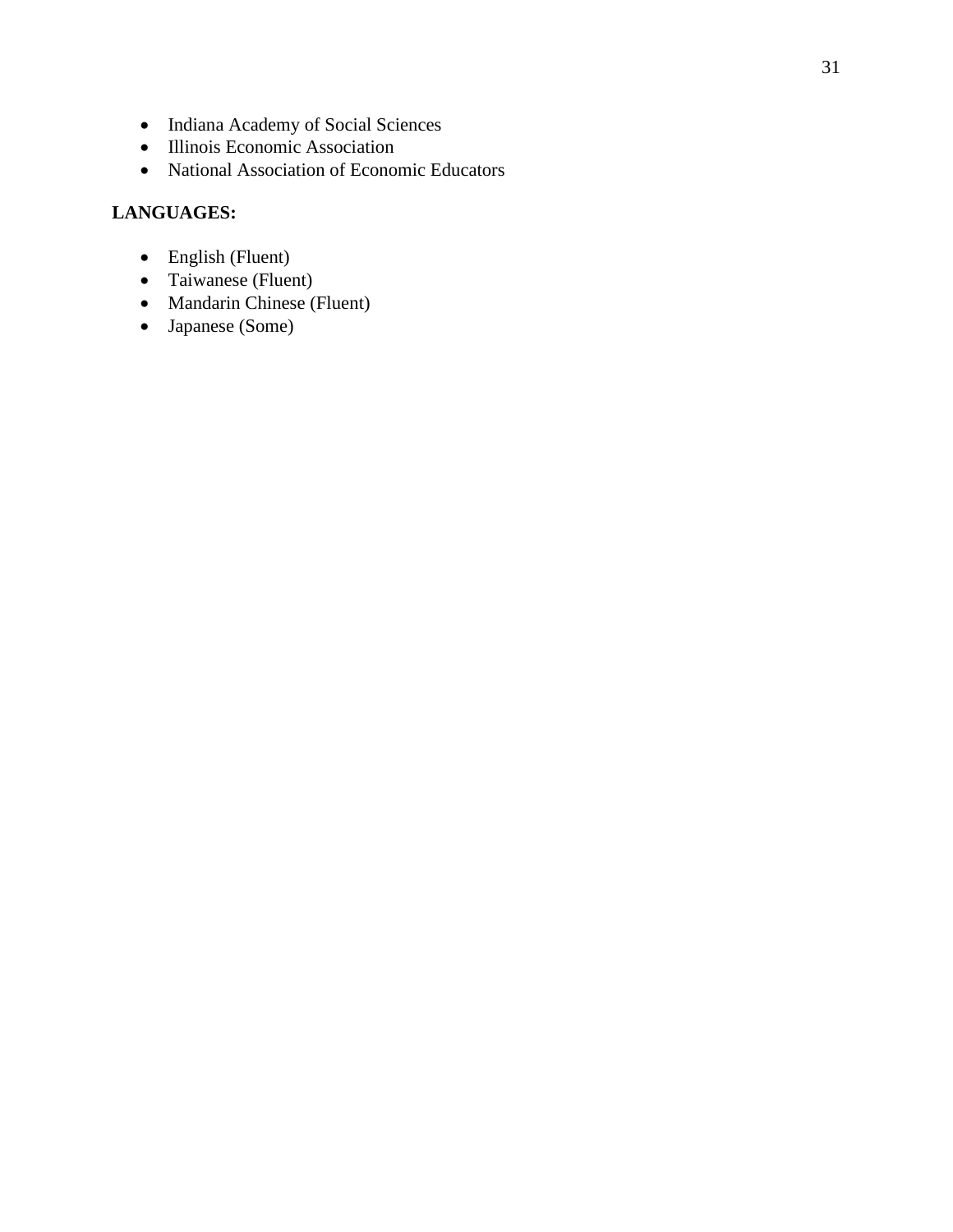- Indiana Academy of Social Sciences
- Illinois Economic Association
- National Association of Economic Educators

**LANGUAGES:**

- English (Fluent)
- Taiwanese (Fluent)
- Mandarin Chinese (Fluent)
- Japanese (Some)